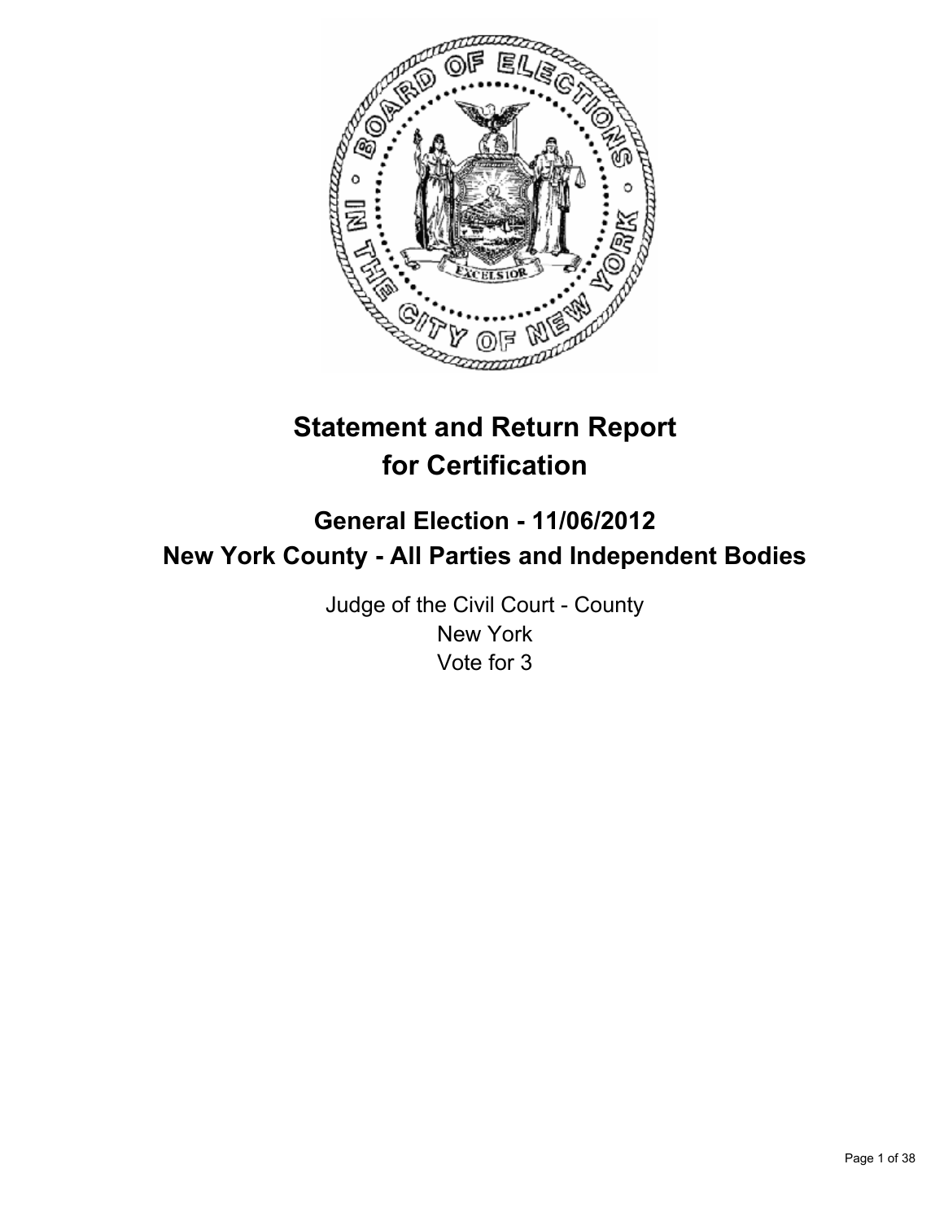# Statement and Return Report for Certification

## General Election - 11/06/2012
## New York County - All Parties and Independent Bodies

Judge of the Civil Court - County
New York
Vote for 3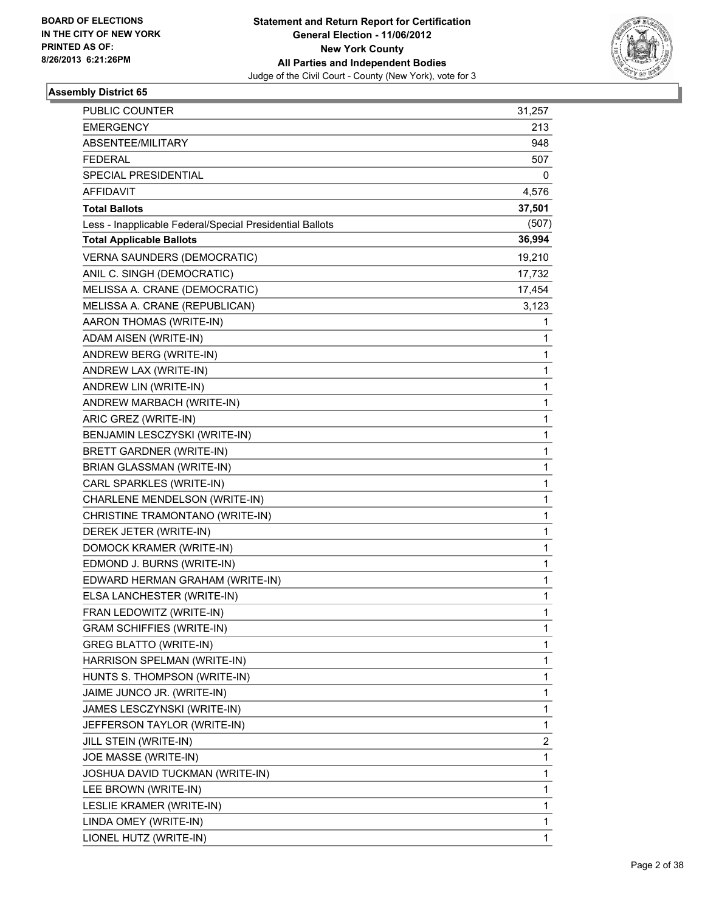BOARD OF ELECTIONS
IN THE CITY OF NEW YORK
PRINTED AS OF:
8/26/2013 6:21:26PM

**Statement and Return Report for Certification**
**General Election - 11/06/2012**
**New York County**
**All Parties and Independent Bodies**
Judge of the Civil Court - County (New York), vote for 3

## Assembly District 65

| | |
|---|---|
| PUBLIC COUNTER | 31,257 |
| EMERGENCY | 213 |
| ABSENTEE/MILITARY | 948 |
| FEDERAL | 507 |
| SPECIAL PRESIDENTIAL | 0 |
| AFFIDAVIT | 4,576 |
| **Total Ballots** | **37,501** |
| Less - Inapplicable Federal/Special Presidential Ballots | (507) |
| **Total Applicable Ballots** | **36,994** |
| VERNA SAUNDERS (DEMOCRATIC) | 19,210 |
| ANIL C. SINGH (DEMOCRATIC) | 17,732 |
| MELISSA A. CRANE (DEMOCRATIC) | 17,454 |
| MELISSA A. CRANE (REPUBLICAN) | 3,123 |
| AARON THOMAS (WRITE-IN) | 1 |
| ADAM AISEN (WRITE-IN) | 1 |
| ANDREW BERG (WRITE-IN) | 1 |
| ANDREW LAX (WRITE-IN) | 1 |
| ANDREW LIN (WRITE-IN) | 1 |
| ANDREW MARBACH (WRITE-IN) | 1 |
| ARIC GREZ (WRITE-IN) | 1 |
| BENJAMIN LESCZYSKI (WRITE-IN) | 1 |
| BRETT GARDNER (WRITE-IN) | 1 |
| BRIAN GLASSMAN (WRITE-IN) | 1 |
| CARL SPARKLES (WRITE-IN) | 1 |
| CHARLENE MENDELSON (WRITE-IN) | 1 |
| CHRISTINE TRAMONTANO (WRITE-IN) | 1 |
| DEREK JETER (WRITE-IN) | 1 |
| DOMOCK KRAMER (WRITE-IN) | 1 |
| EDMOND J. BURNS (WRITE-IN) | 1 |
| EDWARD HERMAN GRAHAM (WRITE-IN) | 1 |
| ELSA LANCHESTER (WRITE-IN) | 1 |
| FRAN LEDOWITZ (WRITE-IN) | 1 |
| GRAM SCHIFFIES (WRITE-IN) | 1 |
| GREG BLATTO (WRITE-IN) | 1 |
| HARRISON SPELMAN (WRITE-IN) | 1 |
| HUNTS S. THOMPSON (WRITE-IN) | 1 |
| JAIME JUNCO JR. (WRITE-IN) | 1 |
| JAMES LESCZYNSKI (WRITE-IN) | 1 |
| JEFFERSON TAYLOR (WRITE-IN) | 1 |
| JILL STEIN (WRITE-IN) | 2 |
| JOE MASSE (WRITE-IN) | 1 |
| JOSHUA DAVID TUCKMAN (WRITE-IN) | 1 |
| LEE BROWN (WRITE-IN) | 1 |
| LESLIE KRAMER (WRITE-IN) | 1 |
| LINDA OMEY (WRITE-IN) | 1 |
| LIONEL HUTZ (WRITE-IN) | 1 |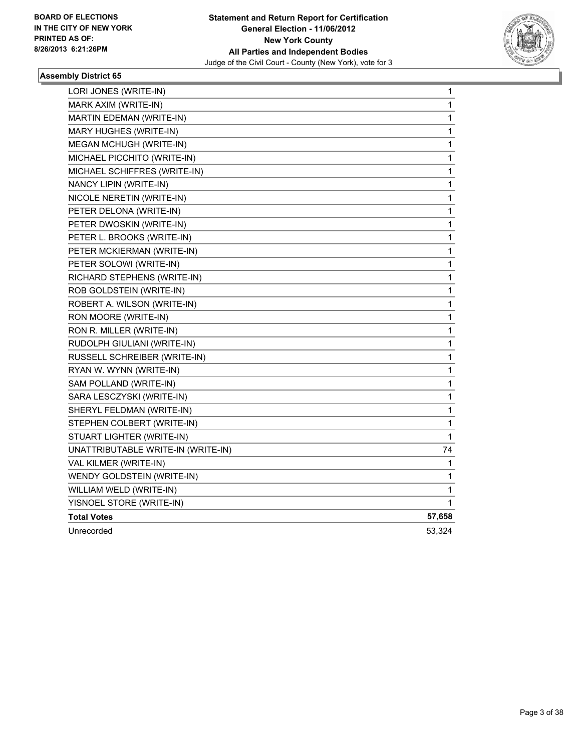**BOARD OF ELECTIONS IN THE CITY OF NEW YORK PRINTED AS OF: 8/26/2013 6:21:26PM**

**Statement and Return Report for Certification General Election - 11/06/2012 New York County All Parties and Independent Bodies**
Judge of the Civil Court - County (New York), vote for 3

### Assembly District 65

| | |
|---|---|
| LORI JONES (WRITE-IN) | 1 |
| MARK AXIM (WRITE-IN) | 1 |
| MARTIN EDEMAN (WRITE-IN) | 1 |
| MARY HUGHES (WRITE-IN) | 1 |
| MEGAN MCHUGH (WRITE-IN) | 1 |
| MICHAEL PICCHITO (WRITE-IN) | 1 |
| MICHAEL SCHIFFRES (WRITE-IN) | 1 |
| NANCY LIPIN (WRITE-IN) | 1 |
| NICOLE NERETIN (WRITE-IN) | 1 |
| PETER DELONA (WRITE-IN) | 1 |
| PETER DWOSKIN (WRITE-IN) | 1 |
| PETER L. BROOKS (WRITE-IN) | 1 |
| PETER MCKIERMAN (WRITE-IN) | 1 |
| PETER SOLOWI (WRITE-IN) | 1 |
| RICHARD STEPHENS (WRITE-IN) | 1 |
| ROB GOLDSTEIN (WRITE-IN) | 1 |
| ROBERT A. WILSON (WRITE-IN) | 1 |
| RON MOORE (WRITE-IN) | 1 |
| RON R. MILLER (WRITE-IN) | 1 |
| RUDOLPH GIULIANI (WRITE-IN) | 1 |
| RUSSELL SCHREIBER (WRITE-IN) | 1 |
| RYAN W. WYNN (WRITE-IN) | 1 |
| SAM POLLAND (WRITE-IN) | 1 |
| SARA LESCZYSKI (WRITE-IN) | 1 |
| SHERYL FELDMAN (WRITE-IN) | 1 |
| STEPHEN COLBERT (WRITE-IN) | 1 |
| STUART LIGHTER (WRITE-IN) | 1 |
| UNATTRIBUTABLE WRITE-IN (WRITE-IN) | 74 |
| VAL KILMER (WRITE-IN) | 1 |
| WENDY GOLDSTEIN (WRITE-IN) | 1 |
| WILLIAM WELD (WRITE-IN) | 1 |
| YISNOEL STORE (WRITE-IN) | 1 |
| **Total Votes** | **57,658** |
| Unrecorded | 53,324 |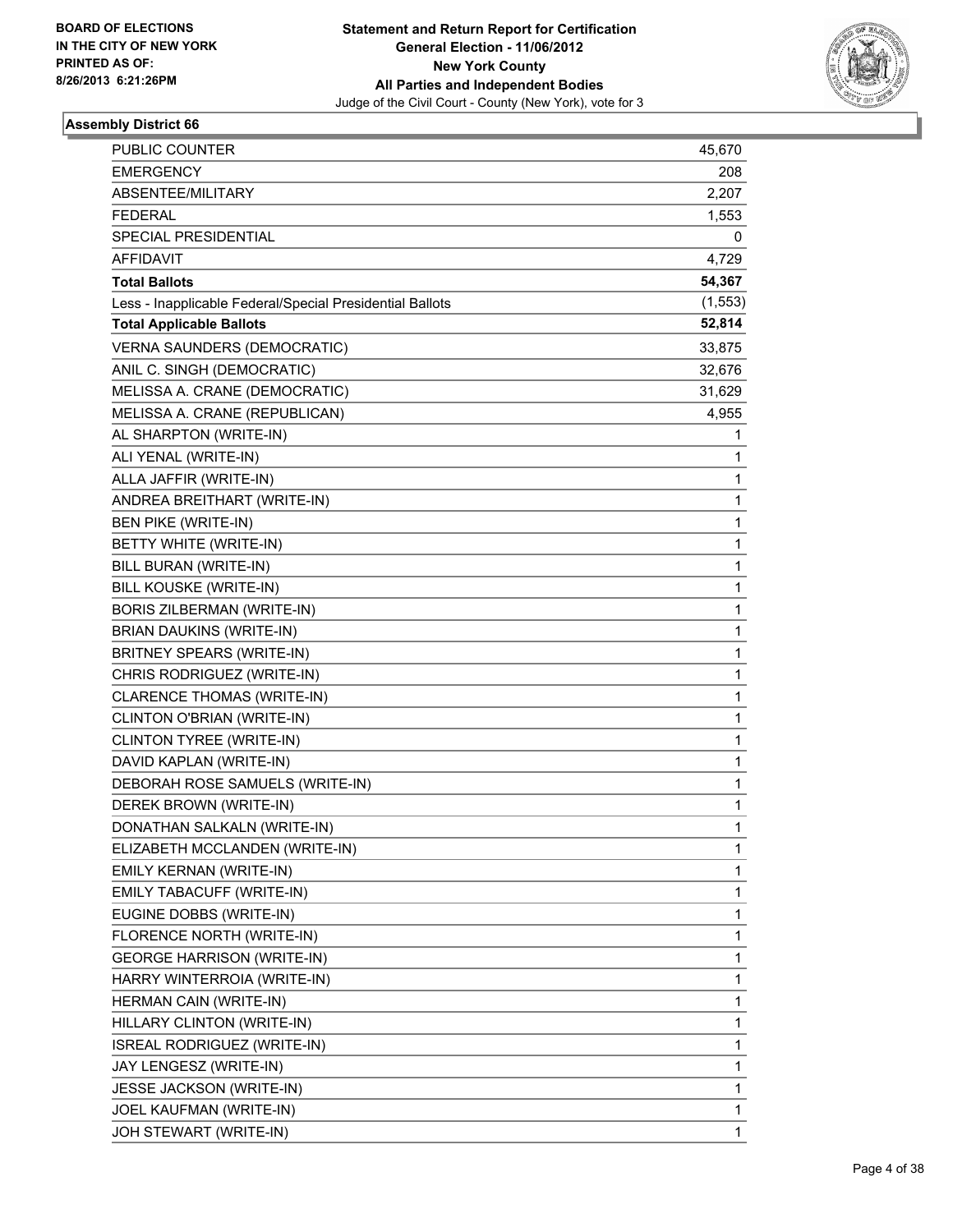**Statement and Return Report for Certification**
**General Election - 11/06/2012**
**New York County**
**All Parties and Independent Bodies**
Judge of the Civil Court - County (New York), vote for 3

BOARD OF ELECTIONS
IN THE CITY OF NEW YORK
PRINTED AS OF:
8/26/2013 6:21:26PM

## Assembly District 66

| | |
|---|---|
| PUBLIC COUNTER | 45,670 |
| EMERGENCY | 208 |
| ABSENTEE/MILITARY | 2,207 |
| FEDERAL | 1,553 |
| SPECIAL PRESIDENTIAL | 0 |
| AFFIDAVIT | 4,729 |
| **Total Ballots** | **54,367** |
| Less - Inapplicable Federal/Special Presidential Ballots | (1,553) |
| **Total Applicable Ballots** | **52,814** |
| VERNA SAUNDERS (DEMOCRATIC) | 33,875 |
| ANIL C. SINGH (DEMOCRATIC) | 32,676 |
| MELISSA A. CRANE (DEMOCRATIC) | 31,629 |
| MELISSA A. CRANE (REPUBLICAN) | 4,955 |
| AL SHARPTON (WRITE-IN) | 1 |
| ALI YENAL (WRITE-IN) | 1 |
| ALLA JAFFIR (WRITE-IN) | 1 |
| ANDREA BREITHART (WRITE-IN) | 1 |
| BEN PIKE (WRITE-IN) | 1 |
| BETTY WHITE (WRITE-IN) | 1 |
| BILL BURAN (WRITE-IN) | 1 |
| BILL KOUSKE (WRITE-IN) | 1 |
| BORIS ZILBERMAN (WRITE-IN) | 1 |
| BRIAN DAUKINS (WRITE-IN) | 1 |
| BRITNEY SPEARS (WRITE-IN) | 1 |
| CHRIS RODRIGUEZ (WRITE-IN) | 1 |
| CLARENCE THOMAS (WRITE-IN) | 1 |
| CLINTON O'BRIAN (WRITE-IN) | 1 |
| CLINTON TYREE (WRITE-IN) | 1 |
| DAVID KAPLAN (WRITE-IN) | 1 |
| DEBORAH ROSE SAMUELS (WRITE-IN) | 1 |
| DEREK BROWN (WRITE-IN) | 1 |
| DONATHAN SALKALN (WRITE-IN) | 1 |
| ELIZABETH MCCLANDEN (WRITE-IN) | 1 |
| EMILY KERNAN (WRITE-IN) | 1 |
| EMILY TABACUFF (WRITE-IN) | 1 |
| EUGINE DOBBS (WRITE-IN) | 1 |
| FLORENCE NORTH (WRITE-IN) | 1 |
| GEORGE HARRISON (WRITE-IN) | 1 |
| HARRY WINTERROIA (WRITE-IN) | 1 |
| HERMAN CAIN (WRITE-IN) | 1 |
| HILLARY CLINTON (WRITE-IN) | 1 |
| ISREAL RODRIGUEZ (WRITE-IN) | 1 |
| JAY LENGESZ (WRITE-IN) | 1 |
| JESSE JACKSON (WRITE-IN) | 1 |
| JOEL KAUFMAN (WRITE-IN) | 1 |
| JOH STEWART (WRITE-IN) | 1 |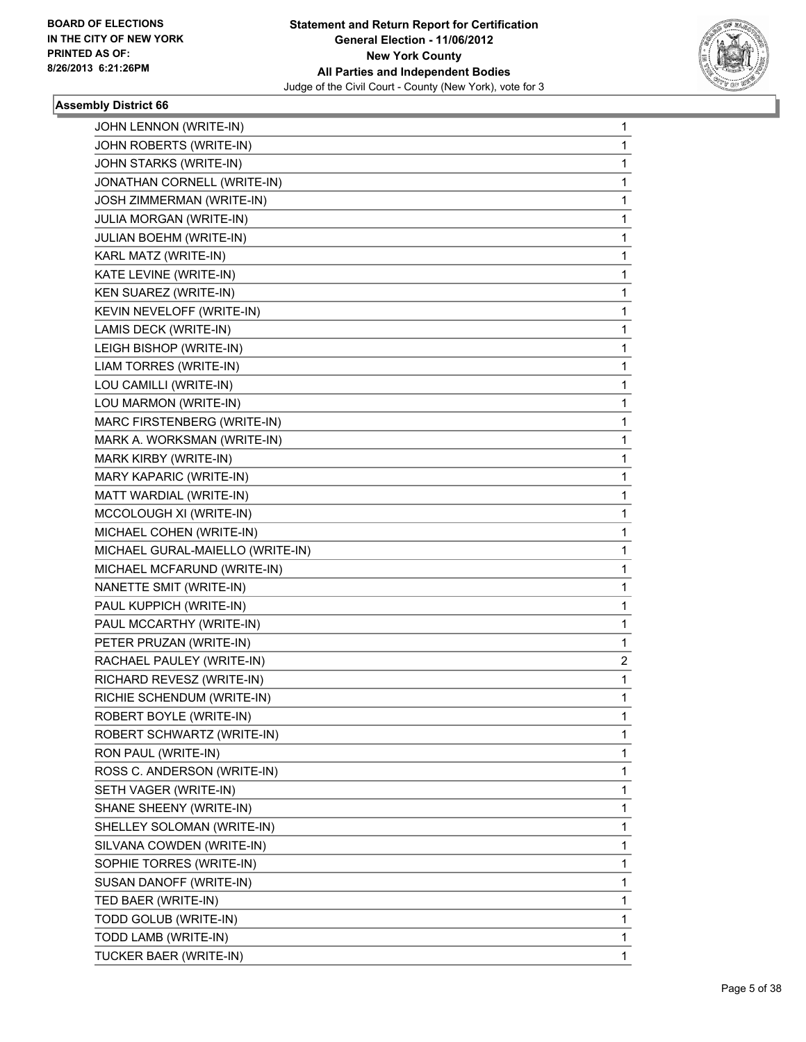**BOARD OF ELECTIONS IN THE CITY OF NEW YORK PRINTED AS OF: 8/26/2013 6:21:26PM**

**Statement and Return Report for Certification General Election - 11/06/2012 New York County All Parties and Independent Bodies**

Judge of the Civil Court - County (New York), vote for 3

### Assembly District 66

| | |
|---|---|
| JOHN LENNON (WRITE-IN) | 1 |
| JOHN ROBERTS (WRITE-IN) | 1 |
| JOHN STARKS (WRITE-IN) | 1 |
| JONATHAN CORNELL (WRITE-IN) | 1 |
| JOSH ZIMMERMAN (WRITE-IN) | 1 |
| JULIA MORGAN (WRITE-IN) | 1 |
| JULIAN BOEHM (WRITE-IN) | 1 |
| KARL MATZ (WRITE-IN) | 1 |
| KATE LEVINE (WRITE-IN) | 1 |
| KEN SUAREZ (WRITE-IN) | 1 |
| KEVIN NEVELOFF (WRITE-IN) | 1 |
| LAMIS DECK (WRITE-IN) | 1 |
| LEIGH BISHOP (WRITE-IN) | 1 |
| LIAM TORRES (WRITE-IN) | 1 |
| LOU CAMILLI (WRITE-IN) | 1 |
| LOU MARMON (WRITE-IN) | 1 |
| MARC FIRSTENBERG (WRITE-IN) | 1 |
| MARK A. WORKSMAN (WRITE-IN) | 1 |
| MARK KIRBY (WRITE-IN) | 1 |
| MARY KAPARIC (WRITE-IN) | 1 |
| MATT WARDIAL (WRITE-IN) | 1 |
| MCCOLOUGH XI (WRITE-IN) | 1 |
| MICHAEL COHEN (WRITE-IN) | 1 |
| MICHAEL GURAL-MAIELLO (WRITE-IN) | 1 |
| MICHAEL MCFARUND (WRITE-IN) | 1 |
| NANETTE SMIT (WRITE-IN) | 1 |
| PAUL KUPPICH (WRITE-IN) | 1 |
| PAUL MCCARTHY (WRITE-IN) | 1 |
| PETER PRUZAN (WRITE-IN) | 1 |
| RACHAEL PAULEY (WRITE-IN) | 2 |
| RICHARD REVESZ (WRITE-IN) | 1 |
| RICHIE SCHENDUM (WRITE-IN) | 1 |
| ROBERT BOYLE (WRITE-IN) | 1 |
| ROBERT SCHWARTZ (WRITE-IN) | 1 |
| RON PAUL (WRITE-IN) | 1 |
| ROSS C. ANDERSON (WRITE-IN) | 1 |
| SETH VAGER (WRITE-IN) | 1 |
| SHANE SHEENY (WRITE-IN) | 1 |
| SHELLEY SOLOMAN (WRITE-IN) | 1 |
| SILVANA COWDEN (WRITE-IN) | 1 |
| SOPHIE TORRES (WRITE-IN) | 1 |
| SUSAN DANOFF (WRITE-IN) | 1 |
| TED BAER (WRITE-IN) | 1 |
| TODD GOLUB (WRITE-IN) | 1 |
| TODD LAMB (WRITE-IN) | 1 |
| TUCKER BAER (WRITE-IN) | 1 |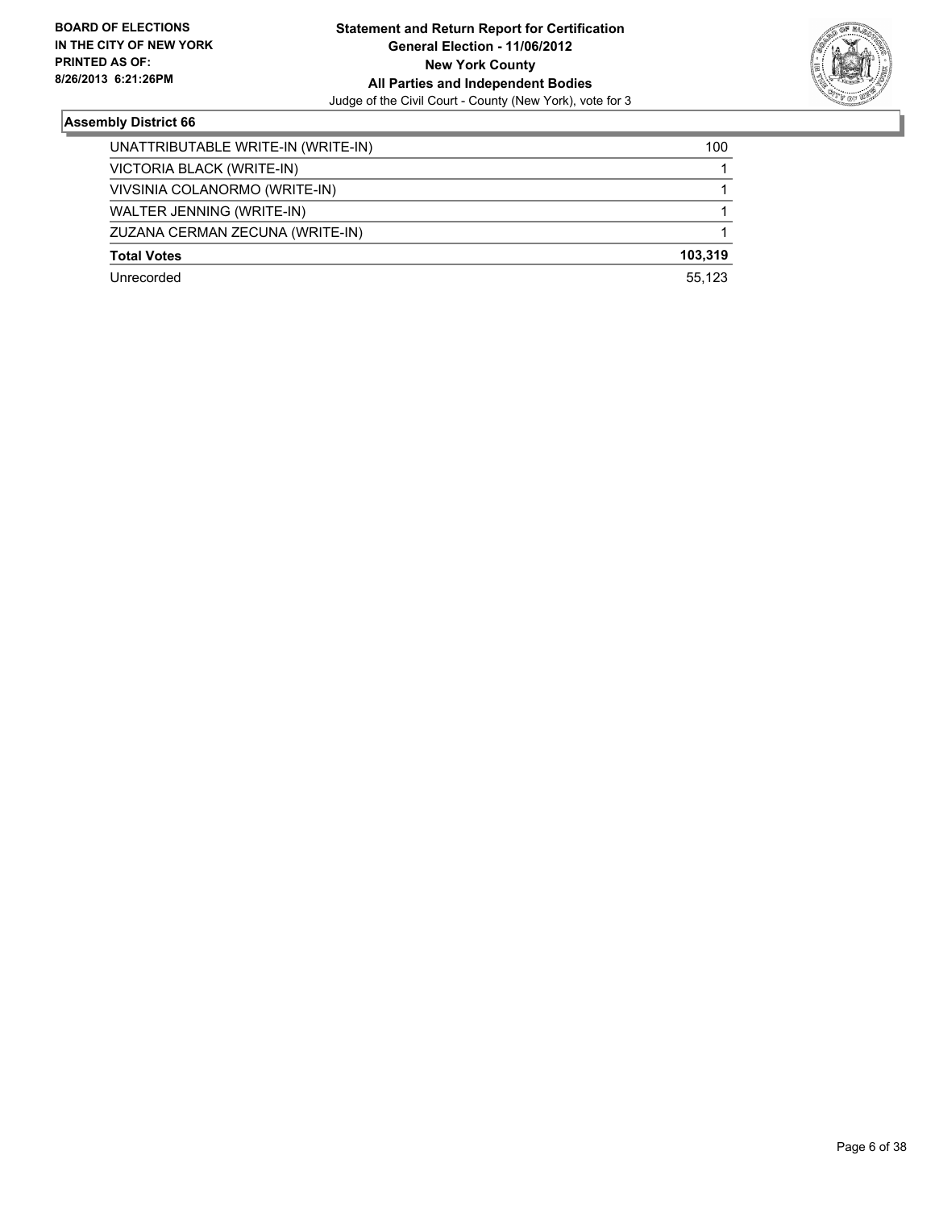**BOARD OF ELECTIONS IN THE CITY OF NEW YORK PRINTED AS OF: 8/26/2013 6:21:26PM**

**Statement and Return Report for Certification**
**General Election - 11/06/2012**
**New York County**
**All Parties and Independent Bodies**
Judge of the Civil Court - County (New York), vote for 3

### Assembly District 66

| | |
|---|---|
| UNATTRIBUTABLE WRITE-IN (WRITE-IN) | 100 |
| VICTORIA BLACK (WRITE-IN) | 1 |
| VIVSINIA COLANORMO (WRITE-IN) | 1 |
| WALTER JENNING (WRITE-IN) | 1 |
| ZUZANA CERMAN ZECUNA (WRITE-IN) | 1 |
| **Total Votes** | **103,319** |
| Unrecorded | 55,123 |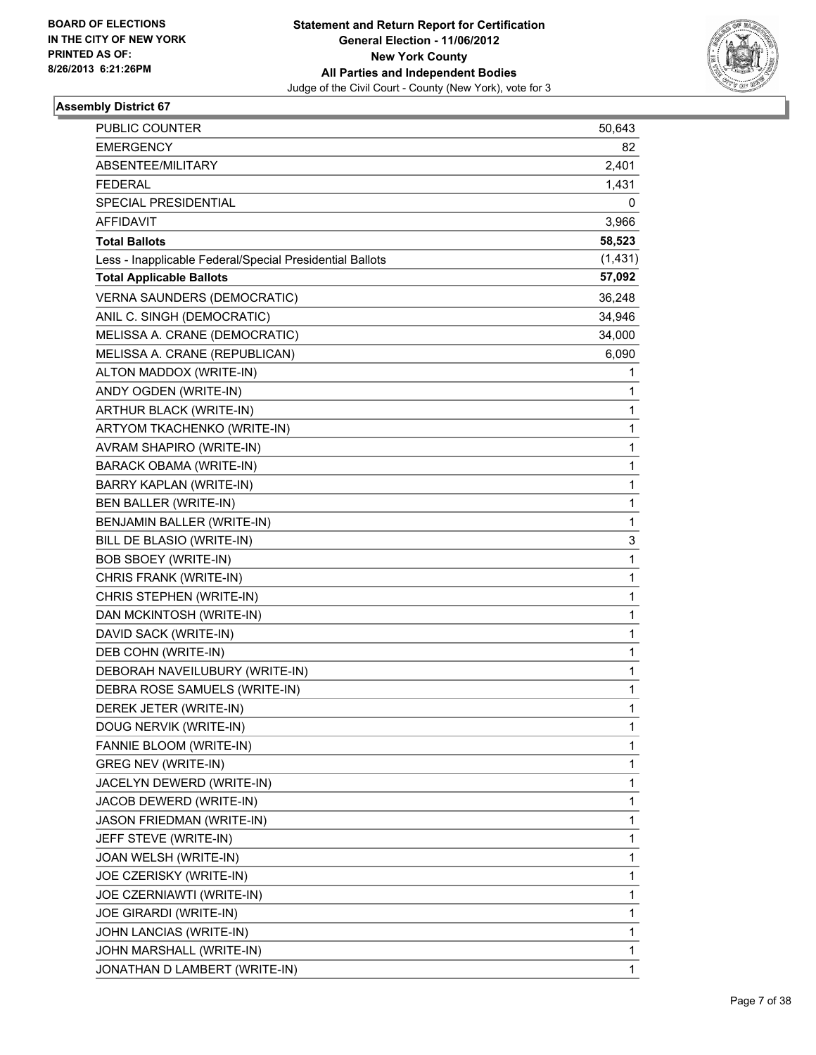BOARD OF ELECTIONS
IN THE CITY OF NEW YORK
PRINTED AS OF:
8/26/2013 6:21:26PM

**Statement and Return Report for Certification**
**General Election - 11/06/2012**
**New York County**
**All Parties and Independent Bodies**
Judge of the Civil Court - County (New York), vote for 3

## Assembly District 67

| | |
|---|---|
| PUBLIC COUNTER | 50,643 |
| EMERGENCY | 82 |
| ABSENTEE/MILITARY | 2,401 |
| FEDERAL | 1,431 |
| SPECIAL PRESIDENTIAL | 0 |
| AFFIDAVIT | 3,966 |
| **Total Ballots** | **58,523** |
| Less - Inapplicable Federal/Special Presidential Ballots | (1,431) |
| **Total Applicable Ballots** | **57,092** |
| VERNA SAUNDERS (DEMOCRATIC) | 36,248 |
| ANIL C. SINGH (DEMOCRATIC) | 34,946 |
| MELISSA A. CRANE (DEMOCRATIC) | 34,000 |
| MELISSA A. CRANE (REPUBLICAN) | 6,090 |
| ALTON MADDOX (WRITE-IN) | 1 |
| ANDY OGDEN (WRITE-IN) | 1 |
| ARTHUR BLACK (WRITE-IN) | 1 |
| ARTYOM TKACHENKO (WRITE-IN) | 1 |
| AVRAM SHAPIRO (WRITE-IN) | 1 |
| BARACK OBAMA (WRITE-IN) | 1 |
| BARRY KAPLAN (WRITE-IN) | 1 |
| BEN BALLER (WRITE-IN) | 1 |
| BENJAMIN BALLER (WRITE-IN) | 1 |
| BILL DE BLASIO (WRITE-IN) | 3 |
| BOB SBOEY (WRITE-IN) | 1 |
| CHRIS FRANK (WRITE-IN) | 1 |
| CHRIS STEPHEN (WRITE-IN) | 1 |
| DAN MCKINTOSH (WRITE-IN) | 1 |
| DAVID SACK (WRITE-IN) | 1 |
| DEB COHN (WRITE-IN) | 1 |
| DEBORAH NAVEILUBURY (WRITE-IN) | 1 |
| DEBRA ROSE SAMUELS (WRITE-IN) | 1 |
| DEREK JETER (WRITE-IN) | 1 |
| DOUG NERVIK (WRITE-IN) | 1 |
| FANNIE BLOOM (WRITE-IN) | 1 |
| GREG NEV (WRITE-IN) | 1 |
| JACELYN DEWERD (WRITE-IN) | 1 |
| JACOB DEWERD (WRITE-IN) | 1 |
| JASON FRIEDMAN (WRITE-IN) | 1 |
| JEFF STEVE (WRITE-IN) | 1 |
| JOAN WELSH (WRITE-IN) | 1 |
| JOE CZERISKY (WRITE-IN) | 1 |
| JOE CZERNIAWTI (WRITE-IN) | 1 |
| JOE GIRARDI (WRITE-IN) | 1 |
| JOHN LANCIAS (WRITE-IN) | 1 |
| JOHN MARSHALL (WRITE-IN) | 1 |
| JONATHAN D LAMBERT (WRITE-IN) | 1 |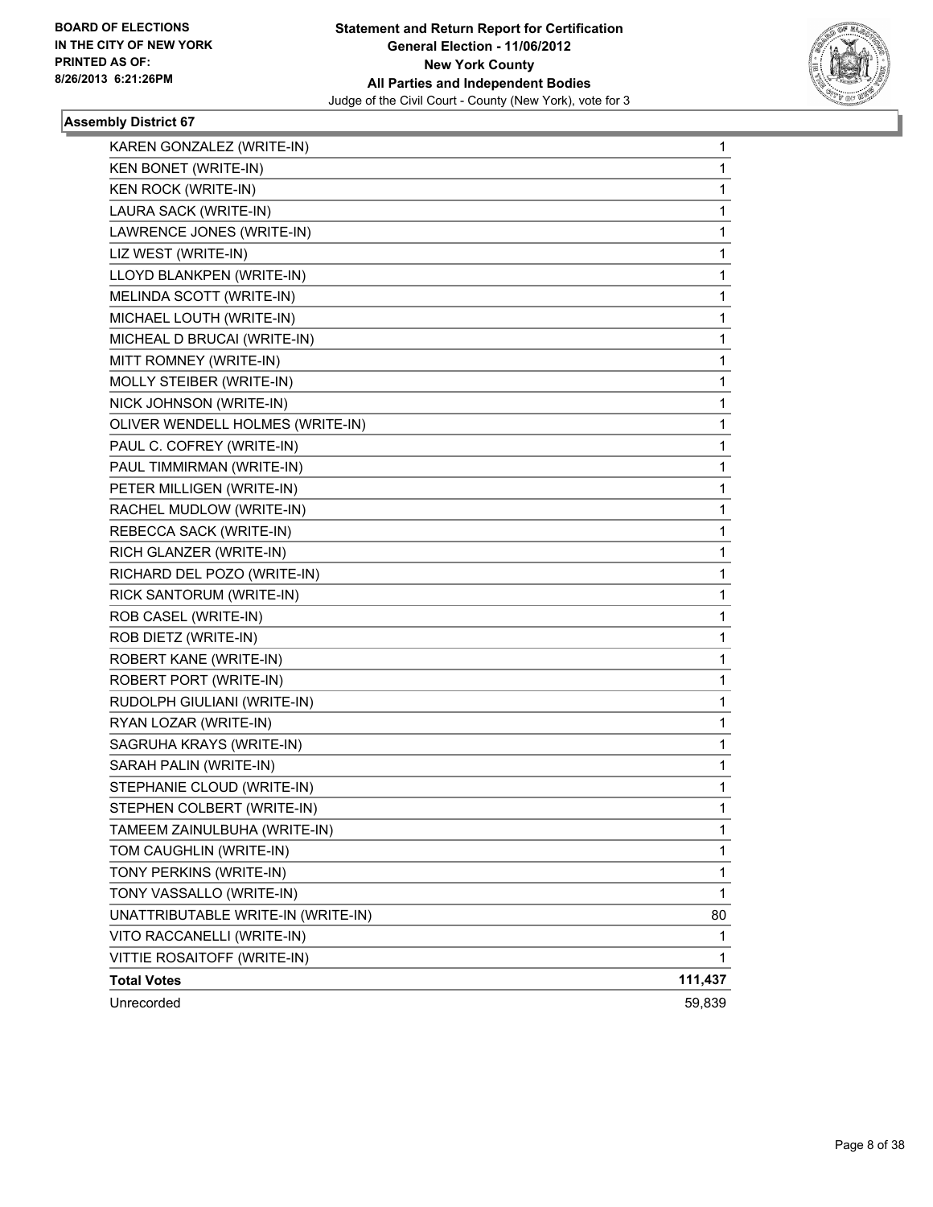**BOARD OF ELECTIONS IN THE CITY OF NEW YORK PRINTED AS OF: 8/26/2013 6:21:26PM**

**Statement and Return Report for Certification General Election - 11/06/2012 New York County All Parties and Independent Bodies**
Judge of the Civil Court - County (New York), vote for 3

### Assembly District 67

| | |
|---|---|
| KAREN GONZALEZ (WRITE-IN) | 1 |
| KEN BONET (WRITE-IN) | 1 |
| KEN ROCK (WRITE-IN) | 1 |
| LAURA SACK (WRITE-IN) | 1 |
| LAWRENCE JONES (WRITE-IN) | 1 |
| LIZ WEST (WRITE-IN) | 1 |
| LLOYD BLANKPEN (WRITE-IN) | 1 |
| MELINDA SCOTT (WRITE-IN) | 1 |
| MICHAEL LOUTH (WRITE-IN) | 1 |
| MICHEAL D BRUCAI (WRITE-IN) | 1 |
| MITT ROMNEY (WRITE-IN) | 1 |
| MOLLY STEIBER (WRITE-IN) | 1 |
| NICK JOHNSON (WRITE-IN) | 1 |
| OLIVER WENDELL HOLMES (WRITE-IN) | 1 |
| PAUL C. COFREY (WRITE-IN) | 1 |
| PAUL TIMMIRMAN (WRITE-IN) | 1 |
| PETER MILLIGEN (WRITE-IN) | 1 |
| RACHEL MUDLOW (WRITE-IN) | 1 |
| REBECCA SACK (WRITE-IN) | 1 |
| RICH GLANZER (WRITE-IN) | 1 |
| RICHARD DEL POZO (WRITE-IN) | 1 |
| RICK SANTORUM (WRITE-IN) | 1 |
| ROB CASEL (WRITE-IN) | 1 |
| ROB DIETZ (WRITE-IN) | 1 |
| ROBERT KANE (WRITE-IN) | 1 |
| ROBERT PORT (WRITE-IN) | 1 |
| RUDOLPH GIULIANI (WRITE-IN) | 1 |
| RYAN LOZAR (WRITE-IN) | 1 |
| SAGRUHA KRAYS (WRITE-IN) | 1 |
| SARAH PALIN (WRITE-IN) | 1 |
| STEPHANIE CLOUD (WRITE-IN) | 1 |
| STEPHEN COLBERT (WRITE-IN) | 1 |
| TAMEEM ZAINULBUHA (WRITE-IN) | 1 |
| TOM CAUGHLIN (WRITE-IN) | 1 |
| TONY PERKINS (WRITE-IN) | 1 |
| TONY VASSALLO (WRITE-IN) | 1 |
| UNATTRIBUTABLE WRITE-IN (WRITE-IN) | 80 |
| VITO RACCANELLI (WRITE-IN) | 1 |
| VITTIE ROSAITOFF (WRITE-IN) | 1 |
| **Total Votes** | **111,437** |
| Unrecorded | 59,839 |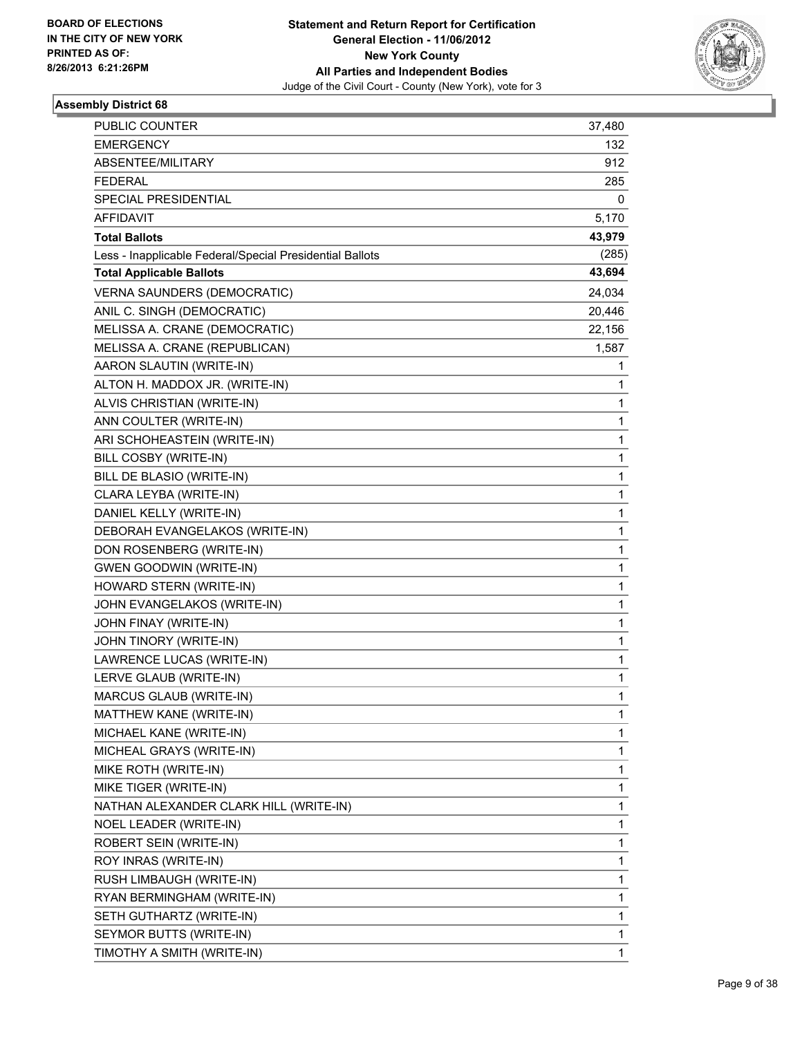**BOARD OF ELECTIONS**
**IN THE CITY OF NEW YORK**
**PRINTED AS OF:**
**8/26/2013 6:21:26PM**

**Statement and Return Report for Certification**
**General Election - 11/06/2012**
**New York County**
**All Parties and Independent Bodies**
Judge of the Civil Court - County (New York), vote for 3

## Assembly District 68

| | |
|---|---|
| PUBLIC COUNTER | 37,480 |
| EMERGENCY | 132 |
| ABSENTEE/MILITARY | 912 |
| FEDERAL | 285 |
| SPECIAL PRESIDENTIAL | 0 |
| AFFIDAVIT | 5,170 |
| **Total Ballots** | **43,979** |
| Less - Inapplicable Federal/Special Presidential Ballots | (285) |
| **Total Applicable Ballots** | **43,694** |
| VERNA SAUNDERS (DEMOCRATIC) | 24,034 |
| ANIL C. SINGH (DEMOCRATIC) | 20,446 |
| MELISSA A. CRANE (DEMOCRATIC) | 22,156 |
| MELISSA A. CRANE (REPUBLICAN) | 1,587 |
| AARON SLAUTIN (WRITE-IN) | 1 |
| ALTON H. MADDOX JR. (WRITE-IN) | 1 |
| ALVIS CHRISTIAN (WRITE-IN) | 1 |
| ANN COULTER (WRITE-IN) | 1 |
| ARI SCHOHEASTEIN (WRITE-IN) | 1 |
| BILL COSBY (WRITE-IN) | 1 |
| BILL DE BLASIO (WRITE-IN) | 1 |
| CLARA LEYBA (WRITE-IN) | 1 |
| DANIEL KELLY (WRITE-IN) | 1 |
| DEBORAH EVANGELAKOS (WRITE-IN) | 1 |
| DON ROSENBERG (WRITE-IN) | 1 |
| GWEN GOODWIN (WRITE-IN) | 1 |
| HOWARD STERN (WRITE-IN) | 1 |
| JOHN EVANGELAKOS (WRITE-IN) | 1 |
| JOHN FINAY (WRITE-IN) | 1 |
| JOHN TINORY (WRITE-IN) | 1 |
| LAWRENCE LUCAS (WRITE-IN) | 1 |
| LERVE GLAUB (WRITE-IN) | 1 |
| MARCUS GLAUB (WRITE-IN) | 1 |
| MATTHEW KANE (WRITE-IN) | 1 |
| MICHAEL KANE (WRITE-IN) | 1 |
| MICHEAL GRAYS (WRITE-IN) | 1 |
| MIKE ROTH (WRITE-IN) | 1 |
| MIKE TIGER (WRITE-IN) | 1 |
| NATHAN ALEXANDER CLARK HILL (WRITE-IN) | 1 |
| NOEL LEADER (WRITE-IN) | 1 |
| ROBERT SEIN (WRITE-IN) | 1 |
| ROY INRAS (WRITE-IN) | 1 |
| RUSH LIMBAUGH (WRITE-IN) | 1 |
| RYAN BERMINGHAM (WRITE-IN) | 1 |
| SETH GUTHARTZ (WRITE-IN) | 1 |
| SEYMOR BUTTS (WRITE-IN) | 1 |
| TIMOTHY A SMITH (WRITE-IN) | 1 |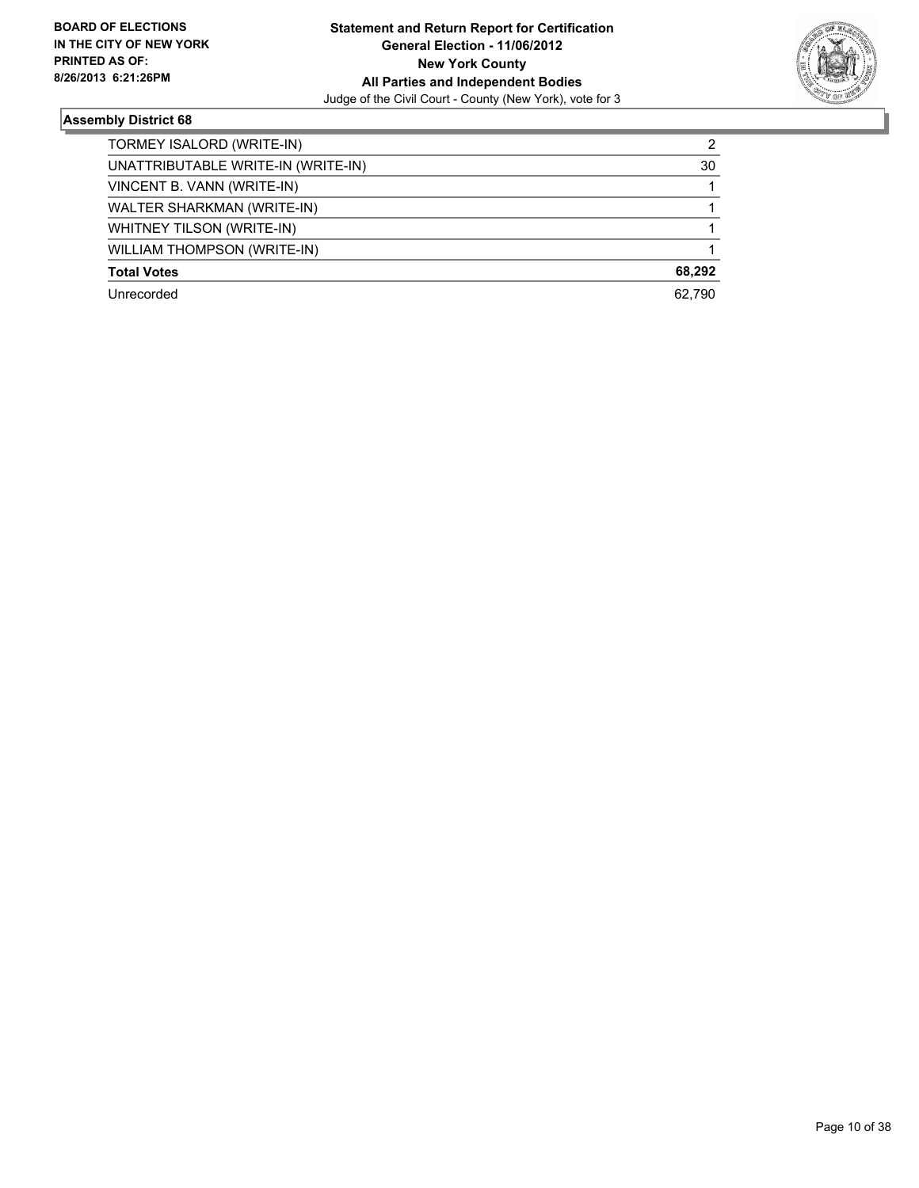**BOARD OF ELECTIONS IN THE CITY OF NEW YORK PRINTED AS OF: 8/26/2013 6:21:26PM**

**Statement and Return Report for Certification**
**General Election - 11/06/2012**
**New York County**
**All Parties and Independent Bodies**
Judge of the Civil Court - County (New York), vote for 3

### Assembly District 68

| | |
|---|---|
| TORMEY ISALORD (WRITE-IN) | 2 |
| UNATTRIBUTABLE WRITE-IN (WRITE-IN) | 30 |
| VINCENT B. VANN (WRITE-IN) | 1 |
| WALTER SHARKMAN (WRITE-IN) | 1 |
| WHITNEY TILSON (WRITE-IN) | 1 |
| WILLIAM THOMPSON (WRITE-IN) | 1 |
| **Total Votes** | **68,292** |
| Unrecorded | 62,790 |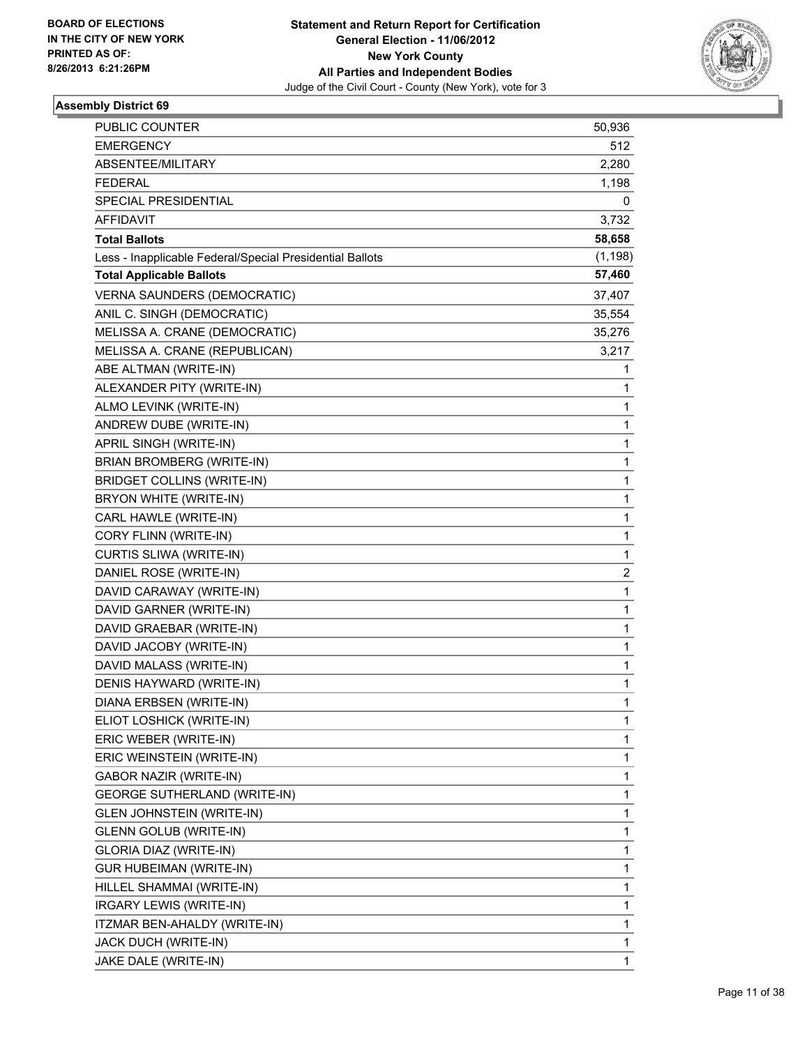BOARD OF ELECTIONS
IN THE CITY OF NEW YORK
PRINTED AS OF:
8/26/2013 6:21:26PM

**Statement and Return Report for Certification**
**General Election - 11/06/2012**
**New York County**
**All Parties and Independent Bodies**
Judge of the Civil Court - County (New York), vote for 3

### Assembly District 69

| | |
|---|---|
| PUBLIC COUNTER | 50,936 |
| EMERGENCY | 512 |
| ABSENTEE/MILITARY | 2,280 |
| FEDERAL | 1,198 |
| SPECIAL PRESIDENTIAL | 0 |
| AFFIDAVIT | 3,732 |
| **Total Ballots** | **58,658** |
| Less - Inapplicable Federal/Special Presidential Ballots | (1,198) |
| **Total Applicable Ballots** | **57,460** |
| VERNA SAUNDERS (DEMOCRATIC) | 37,407 |
| ANIL C. SINGH (DEMOCRATIC) | 35,554 |
| MELISSA A. CRANE (DEMOCRATIC) | 35,276 |
| MELISSA A. CRANE (REPUBLICAN) | 3,217 |
| ABE ALTMAN (WRITE-IN) | 1 |
| ALEXANDER PITY (WRITE-IN) | 1 |
| ALMO LEVINK (WRITE-IN) | 1 |
| ANDREW DUBE (WRITE-IN) | 1 |
| APRIL SINGH (WRITE-IN) | 1 |
| BRIAN BROMBERG (WRITE-IN) | 1 |
| BRIDGET COLLINS (WRITE-IN) | 1 |
| BRYON WHITE (WRITE-IN) | 1 |
| CARL HAWLE (WRITE-IN) | 1 |
| CORY FLINN (WRITE-IN) | 1 |
| CURTIS SLIWA (WRITE-IN) | 1 |
| DANIEL ROSE (WRITE-IN) | 2 |
| DAVID CARAWAY (WRITE-IN) | 1 |
| DAVID GARNER (WRITE-IN) | 1 |
| DAVID GRAEBAR (WRITE-IN) | 1 |
| DAVID JACOBY (WRITE-IN) | 1 |
| DAVID MALASS (WRITE-IN) | 1 |
| DENIS HAYWARD (WRITE-IN) | 1 |
| DIANA ERBSEN (WRITE-IN) | 1 |
| ELIOT LOSHICK (WRITE-IN) | 1 |
| ERIC WEBER (WRITE-IN) | 1 |
| ERIC WEINSTEIN (WRITE-IN) | 1 |
| GABOR NAZIR (WRITE-IN) | 1 |
| GEORGE SUTHERLAND (WRITE-IN) | 1 |
| GLEN JOHNSTEIN (WRITE-IN) | 1 |
| GLENN GOLUB (WRITE-IN) | 1 |
| GLORIA DIAZ (WRITE-IN) | 1 |
| GUR HUBEIMAN (WRITE-IN) | 1 |
| HILLEL SHAMMAI (WRITE-IN) | 1 |
| IRGARY LEWIS (WRITE-IN) | 1 |
| ITZMAR BEN-AHALDY (WRITE-IN) | 1 |
| JACK DUCH (WRITE-IN) | 1 |
| JAKE DALE (WRITE-IN) | 1 |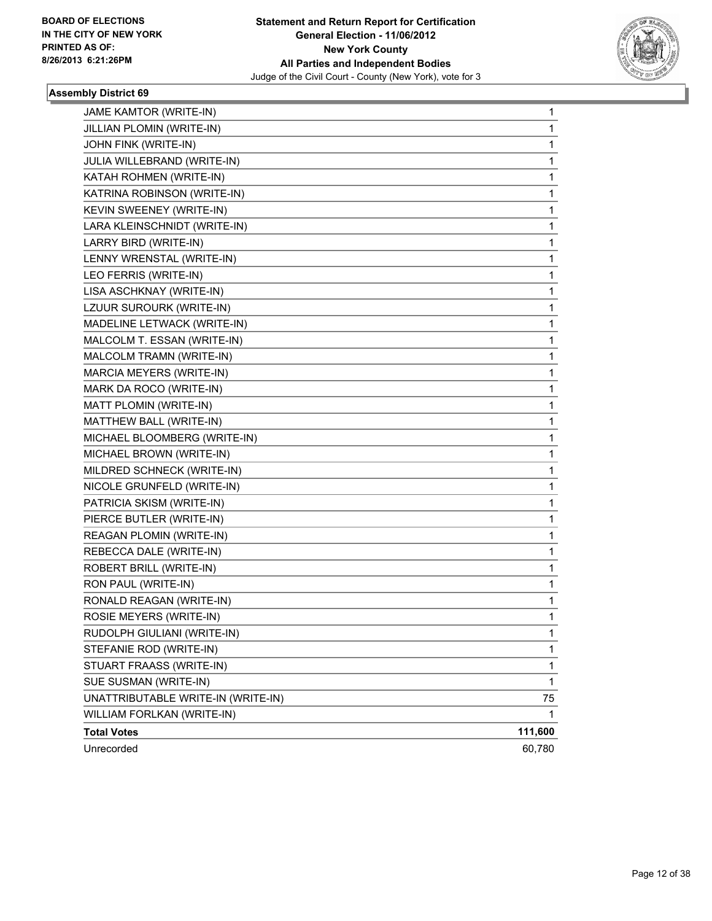**BOARD OF ELECTIONS IN THE CITY OF NEW YORK PRINTED AS OF: 8/26/2013 6:21:26PM**

**Statement and Return Report for Certification**
**General Election - 11/06/2012**
**New York County**
**All Parties and Independent Bodies**
Judge of the Civil Court - County (New York), vote for 3

**Assembly District 69**

| | |
|---|---|
| JAME KAMTOR (WRITE-IN) | 1 |
| JILLIAN PLOMIN (WRITE-IN) | 1 |
| JOHN FINK (WRITE-IN) | 1 |
| JULIA WILLEBRAND (WRITE-IN) | 1 |
| KATAH ROHMEN (WRITE-IN) | 1 |
| KATRINA ROBINSON (WRITE-IN) | 1 |
| KEVIN SWEENEY (WRITE-IN) | 1 |
| LARA KLEINSCHNIDT (WRITE-IN) | 1 |
| LARRY BIRD (WRITE-IN) | 1 |
| LENNY WRENSTAL (WRITE-IN) | 1 |
| LEO FERRIS (WRITE-IN) | 1 |
| LISA ASCHKNAY (WRITE-IN) | 1 |
| LZUUR SUROURK (WRITE-IN) | 1 |
| MADELINE LETWACK (WRITE-IN) | 1 |
| MALCOLM T. ESSAN (WRITE-IN) | 1 |
| MALCOLM TRAMN (WRITE-IN) | 1 |
| MARCIA MEYERS (WRITE-IN) | 1 |
| MARK DA ROCO (WRITE-IN) | 1 |
| MATT PLOMIN (WRITE-IN) | 1 |
| MATTHEW BALL (WRITE-IN) | 1 |
| MICHAEL BLOOMBERG (WRITE-IN) | 1 |
| MICHAEL BROWN (WRITE-IN) | 1 |
| MILDRED SCHNECK (WRITE-IN) | 1 |
| NICOLE GRUNFELD (WRITE-IN) | 1 |
| PATRICIA SKISM (WRITE-IN) | 1 |
| PIERCE BUTLER (WRITE-IN) | 1 |
| REAGAN PLOMIN (WRITE-IN) | 1 |
| REBECCA DALE (WRITE-IN) | 1 |
| ROBERT BRILL (WRITE-IN) | 1 |
| RON PAUL (WRITE-IN) | 1 |
| RONALD REAGAN (WRITE-IN) | 1 |
| ROSIE MEYERS (WRITE-IN) | 1 |
| RUDOLPH GIULIANI (WRITE-IN) | 1 |
| STEFANIE ROD (WRITE-IN) | 1 |
| STUART FRAASS (WRITE-IN) | 1 |
| SUE SUSMAN (WRITE-IN) | 1 |
| UNATTRIBUTABLE WRITE-IN (WRITE-IN) | 75 |
| WILLIAM FORLKAN (WRITE-IN) | 1 |
| **Total Votes** | **111,600** |
| Unrecorded | 60,780 |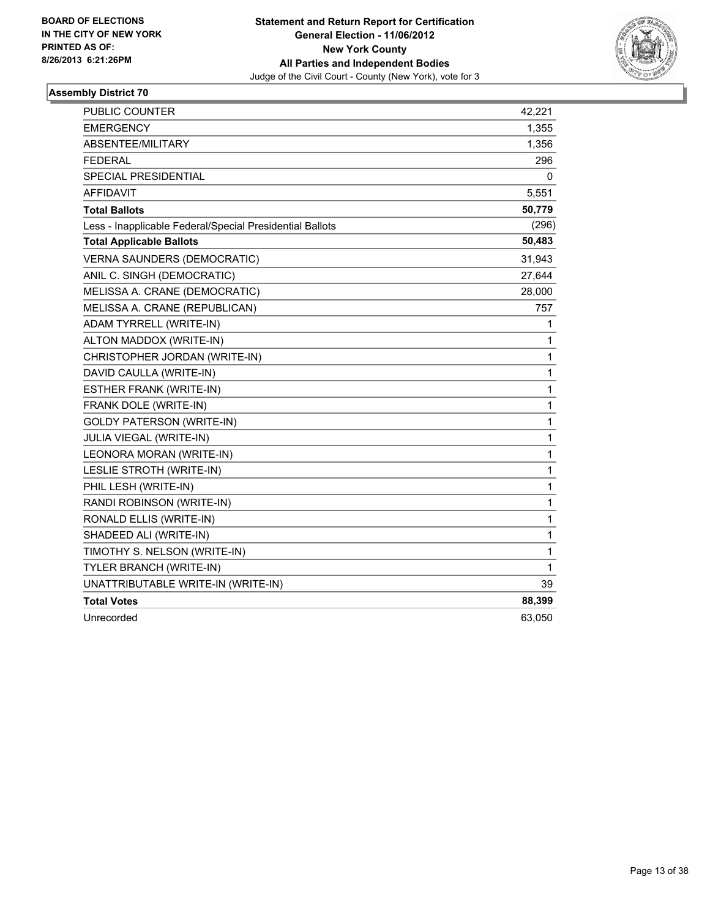BOARD OF ELECTIONS
IN THE CITY OF NEW YORK
PRINTED AS OF:
8/26/2013 6:21:26PM

**Statement and Return Report for Certification**
**General Election - 11/06/2012**
**New York County**
**All Parties and Independent Bodies**
Judge of the Civil Court - County (New York), vote for 3

### Assembly District 70

| | |
|---|---|
| PUBLIC COUNTER | 42,221 |
| EMERGENCY | 1,355 |
| ABSENTEE/MILITARY | 1,356 |
| FEDERAL | 296 |
| SPECIAL PRESIDENTIAL | 0 |
| AFFIDAVIT | 5,551 |
| **Total Ballots** | **50,779** |
| Less - Inapplicable Federal/Special Presidential Ballots | (296) |
| **Total Applicable Ballots** | **50,483** |
| VERNA SAUNDERS (DEMOCRATIC) | 31,943 |
| ANIL C. SINGH (DEMOCRATIC) | 27,644 |
| MELISSA A. CRANE (DEMOCRATIC) | 28,000 |
| MELISSA A. CRANE (REPUBLICAN) | 757 |
| ADAM TYRRELL (WRITE-IN) | 1 |
| ALTON MADDOX (WRITE-IN) | 1 |
| CHRISTOPHER JORDAN (WRITE-IN) | 1 |
| DAVID CAULLA (WRITE-IN) | 1 |
| ESTHER FRANK (WRITE-IN) | 1 |
| FRANK DOLE (WRITE-IN) | 1 |
| GOLDY PATERSON (WRITE-IN) | 1 |
| JULIA VIEGAL (WRITE-IN) | 1 |
| LEONORA MORAN (WRITE-IN) | 1 |
| LESLIE STROTH (WRITE-IN) | 1 |
| PHIL LESH (WRITE-IN) | 1 |
| RANDI ROBINSON (WRITE-IN) | 1 |
| RONALD ELLIS (WRITE-IN) | 1 |
| SHADEED ALI (WRITE-IN) | 1 |
| TIMOTHY S. NELSON (WRITE-IN) | 1 |
| TYLER BRANCH (WRITE-IN) | 1 |
| UNATTRIBUTABLE WRITE-IN (WRITE-IN) | 39 |
| **Total Votes** | **88,399** |
| Unrecorded | 63,050 |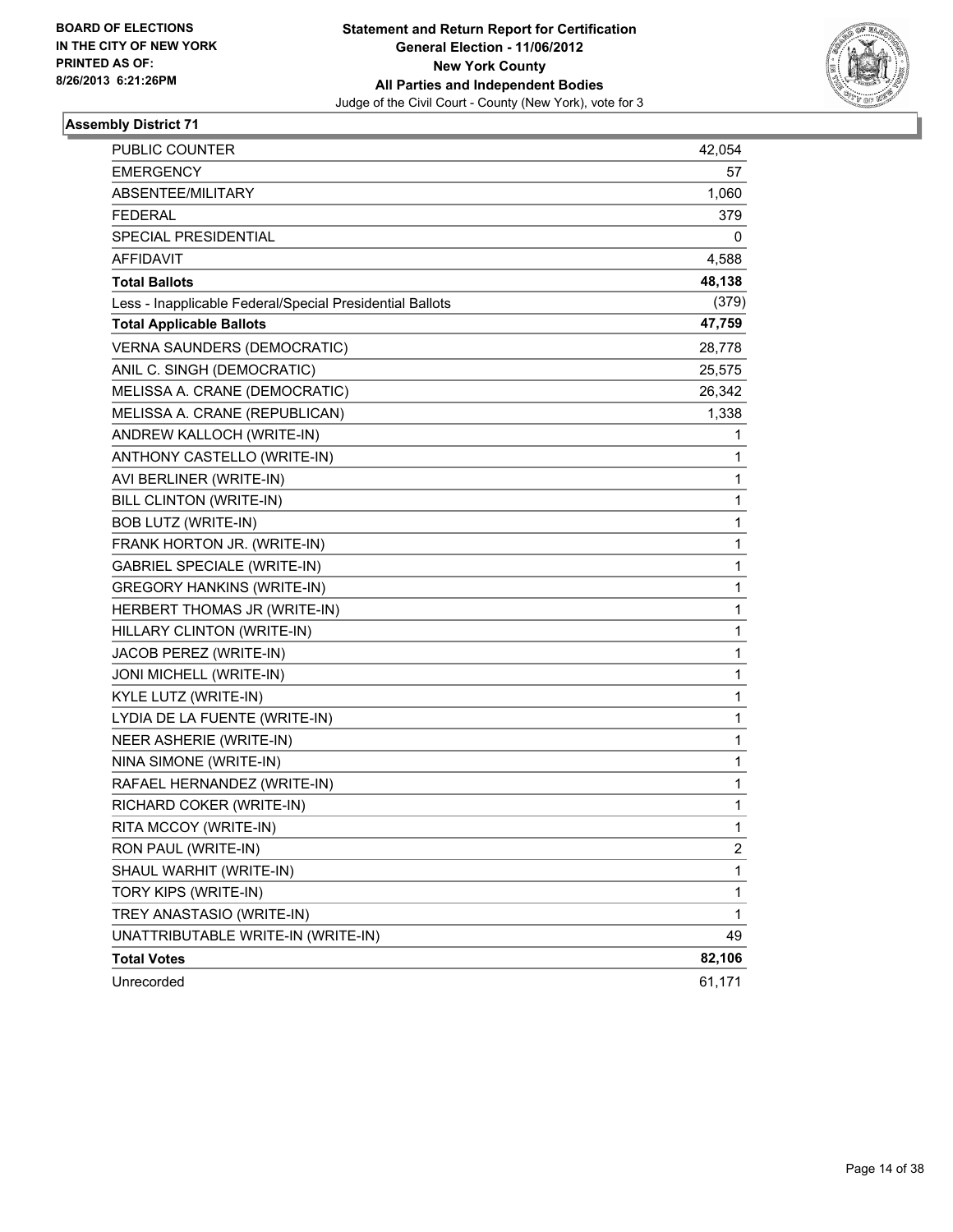**BOARD OF ELECTIONS IN THE CITY OF NEW YORK PRINTED AS OF: 8/26/2013 6:21:26PM**

**Statement and Return Report for Certification General Election - 11/06/2012 New York County All Parties and Independent Bodies**
Judge of the Civil Court - County (New York), vote for 3

### Assembly District 71

| | |
|---|---|
| PUBLIC COUNTER | 42,054 |
| EMERGENCY | 57 |
| ABSENTEE/MILITARY | 1,060 |
| FEDERAL | 379 |
| SPECIAL PRESIDENTIAL | 0 |
| AFFIDAVIT | 4,588 |
| **Total Ballots** | **48,138** |
| Less - Inapplicable Federal/Special Presidential Ballots | (379) |
| **Total Applicable Ballots** | **47,759** |
| VERNA SAUNDERS (DEMOCRATIC) | 28,778 |
| ANIL C. SINGH (DEMOCRATIC) | 25,575 |
| MELISSA A. CRANE (DEMOCRATIC) | 26,342 |
| MELISSA A. CRANE (REPUBLICAN) | 1,338 |
| ANDREW KALLOCH (WRITE-IN) | 1 |
| ANTHONY CASTELLO (WRITE-IN) | 1 |
| AVI BERLINER (WRITE-IN) | 1 |
| BILL CLINTON (WRITE-IN) | 1 |
| BOB LUTZ (WRITE-IN) | 1 |
| FRANK HORTON JR. (WRITE-IN) | 1 |
| GABRIEL SPECIALE (WRITE-IN) | 1 |
| GREGORY HANKINS (WRITE-IN) | 1 |
| HERBERT THOMAS JR (WRITE-IN) | 1 |
| HILLARY CLINTON (WRITE-IN) | 1 |
| JACOB PEREZ (WRITE-IN) | 1 |
| JONI MICHELL (WRITE-IN) | 1 |
| KYLE LUTZ (WRITE-IN) | 1 |
| LYDIA DE LA FUENTE (WRITE-IN) | 1 |
| NEER ASHERIE (WRITE-IN) | 1 |
| NINA SIMONE (WRITE-IN) | 1 |
| RAFAEL HERNANDEZ (WRITE-IN) | 1 |
| RICHARD COKER (WRITE-IN) | 1 |
| RITA MCCOY (WRITE-IN) | 1 |
| RON PAUL (WRITE-IN) | 2 |
| SHAUL WARHIT (WRITE-IN) | 1 |
| TORY KIPS (WRITE-IN) | 1 |
| TREY ANASTASIO (WRITE-IN) | 1 |
| UNATTRIBUTABLE WRITE-IN (WRITE-IN) | 49 |
| **Total Votes** | **82,106** |
| Unrecorded | 61,171 |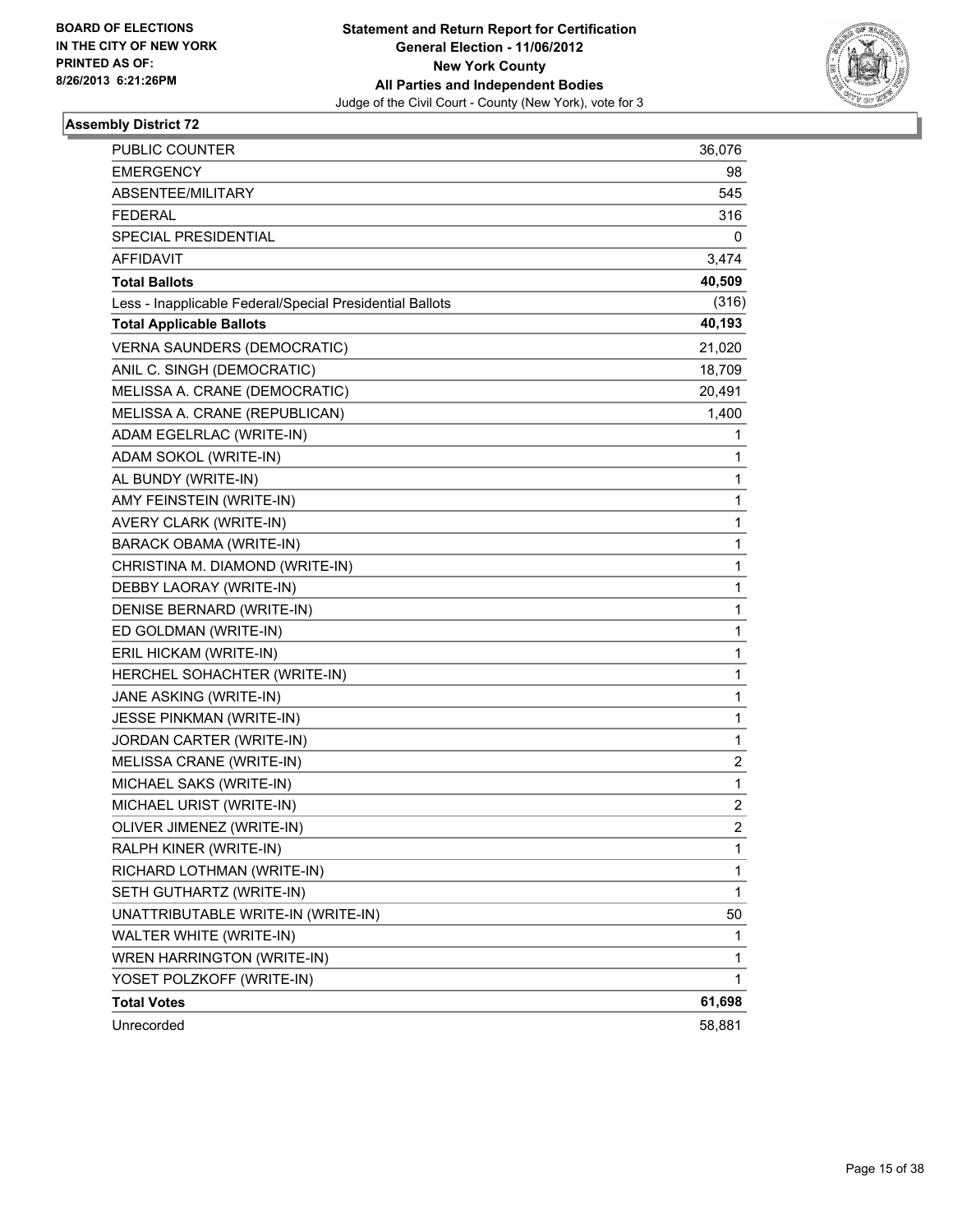BOARD OF ELECTIONS
IN THE CITY OF NEW YORK
PRINTED AS OF:
8/26/2013 6:21:26PM

**Statement and Return Report for Certification**
**General Election - 11/06/2012**
**New York County**
**All Parties and Independent Bodies**
Judge of the Civil Court - County (New York), vote for 3

### Assembly District 72

| | |
|---|---|
| PUBLIC COUNTER | 36,076 |
| EMERGENCY | 98 |
| ABSENTEE/MILITARY | 545 |
| FEDERAL | 316 |
| SPECIAL PRESIDENTIAL | 0 |
| AFFIDAVIT | 3,474 |
| **Total Ballots** | **40,509** |
| Less - Inapplicable Federal/Special Presidential Ballots | (316) |
| **Total Applicable Ballots** | **40,193** |
| VERNA SAUNDERS (DEMOCRATIC) | 21,020 |
| ANIL C. SINGH (DEMOCRATIC) | 18,709 |
| MELISSA A. CRANE (DEMOCRATIC) | 20,491 |
| MELISSA A. CRANE (REPUBLICAN) | 1,400 |
| ADAM EGELRLAC (WRITE-IN) | 1 |
| ADAM SOKOL (WRITE-IN) | 1 |
| AL BUNDY (WRITE-IN) | 1 |
| AMY FEINSTEIN (WRITE-IN) | 1 |
| AVERY CLARK (WRITE-IN) | 1 |
| BARACK OBAMA (WRITE-IN) | 1 |
| CHRISTINA M. DIAMOND (WRITE-IN) | 1 |
| DEBBY LAORAY (WRITE-IN) | 1 |
| DENISE BERNARD (WRITE-IN) | 1 |
| ED GOLDMAN (WRITE-IN) | 1 |
| ERIL HICKAM (WRITE-IN) | 1 |
| HERCHEL SOHACHTER (WRITE-IN) | 1 |
| JANE ASKING (WRITE-IN) | 1 |
| JESSE PINKMAN (WRITE-IN) | 1 |
| JORDAN CARTER (WRITE-IN) | 1 |
| MELISSA CRANE (WRITE-IN) | 2 |
| MICHAEL SAKS (WRITE-IN) | 1 |
| MICHAEL URIST (WRITE-IN) | 2 |
| OLIVER JIMENEZ (WRITE-IN) | 2 |
| RALPH KINER (WRITE-IN) | 1 |
| RICHARD LOTHMAN (WRITE-IN) | 1 |
| SETH GUTHARTZ (WRITE-IN) | 1 |
| UNATTRIBUTABLE WRITE-IN (WRITE-IN) | 50 |
| WALTER WHITE (WRITE-IN) | 1 |
| WREN HARRINGTON (WRITE-IN) | 1 |
| YOSET POLZKOFF (WRITE-IN) | 1 |
| **Total Votes** | **61,698** |
| Unrecorded | 58,881 |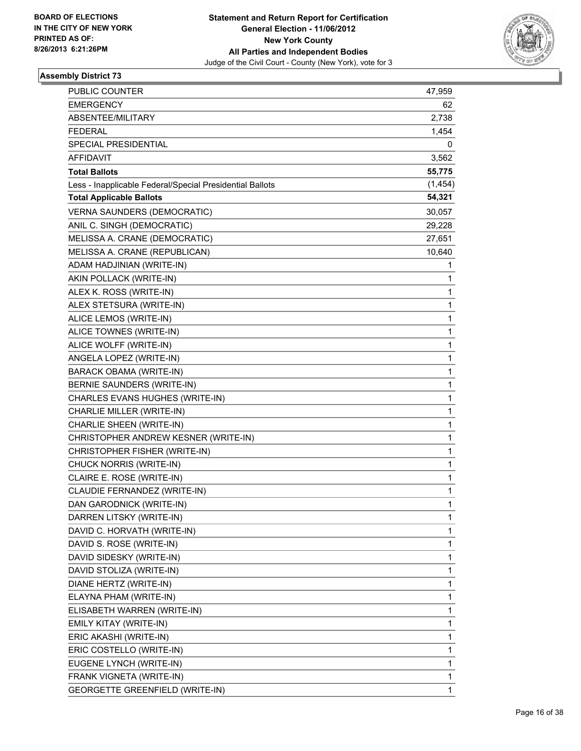BOARD OF ELECTIONS
IN THE CITY OF NEW YORK
PRINTED AS OF:
8/26/2013 6:21:26PM

**Statement and Return Report for Certification**
**General Election - 11/06/2012**
**New York County**
**All Parties and Independent Bodies**
Judge of the Civil Court - County (New York), vote for 3

## Assembly District 73

| | |
|---|---|
| PUBLIC COUNTER | 47,959 |
| EMERGENCY | 62 |
| ABSENTEE/MILITARY | 2,738 |
| FEDERAL | 1,454 |
| SPECIAL PRESIDENTIAL | 0 |
| AFFIDAVIT | 3,562 |
| **Total Ballots** | **55,775** |
| Less - Inapplicable Federal/Special Presidential Ballots | (1,454) |
| **Total Applicable Ballots** | **54,321** |
| VERNA SAUNDERS (DEMOCRATIC) | 30,057 |
| ANIL C. SINGH (DEMOCRATIC) | 29,228 |
| MELISSA A. CRANE (DEMOCRATIC) | 27,651 |
| MELISSA A. CRANE (REPUBLICAN) | 10,640 |
| ADAM HADJINIAN (WRITE-IN) | 1 |
| AKIN POLLACK (WRITE-IN) | 1 |
| ALEX K. ROSS (WRITE-IN) | 1 |
| ALEX STETSURA (WRITE-IN) | 1 |
| ALICE LEMOS (WRITE-IN) | 1 |
| ALICE TOWNES (WRITE-IN) | 1 |
| ALICE WOLFF (WRITE-IN) | 1 |
| ANGELA LOPEZ (WRITE-IN) | 1 |
| BARACK OBAMA (WRITE-IN) | 1 |
| BERNIE SAUNDERS (WRITE-IN) | 1 |
| CHARLES EVANS HUGHES (WRITE-IN) | 1 |
| CHARLIE MILLER (WRITE-IN) | 1 |
| CHARLIE SHEEN (WRITE-IN) | 1 |
| CHRISTOPHER ANDREW KESNER (WRITE-IN) | 1 |
| CHRISTOPHER FISHER (WRITE-IN) | 1 |
| CHUCK NORRIS (WRITE-IN) | 1 |
| CLAIRE E. ROSE (WRITE-IN) | 1 |
| CLAUDIE FERNANDEZ (WRITE-IN) | 1 |
| DAN GARODNICK (WRITE-IN) | 1 |
| DARREN LITSKY (WRITE-IN) | 1 |
| DAVID C. HORVATH (WRITE-IN) | 1 |
| DAVID S. ROSE (WRITE-IN) | 1 |
| DAVID SIDESKY (WRITE-IN) | 1 |
| DAVID STOLIZA (WRITE-IN) | 1 |
| DIANE HERTZ (WRITE-IN) | 1 |
| ELAYNA PHAM (WRITE-IN) | 1 |
| ELISABETH WARREN (WRITE-IN) | 1 |
| EMILY KITAY (WRITE-IN) | 1 |
| ERIC AKASHI (WRITE-IN) | 1 |
| ERIC COSTELLO (WRITE-IN) | 1 |
| EUGENE LYNCH (WRITE-IN) | 1 |
| FRANK VIGNETA (WRITE-IN) | 1 |
| GEORGETTE GREENFIELD (WRITE-IN) | 1 |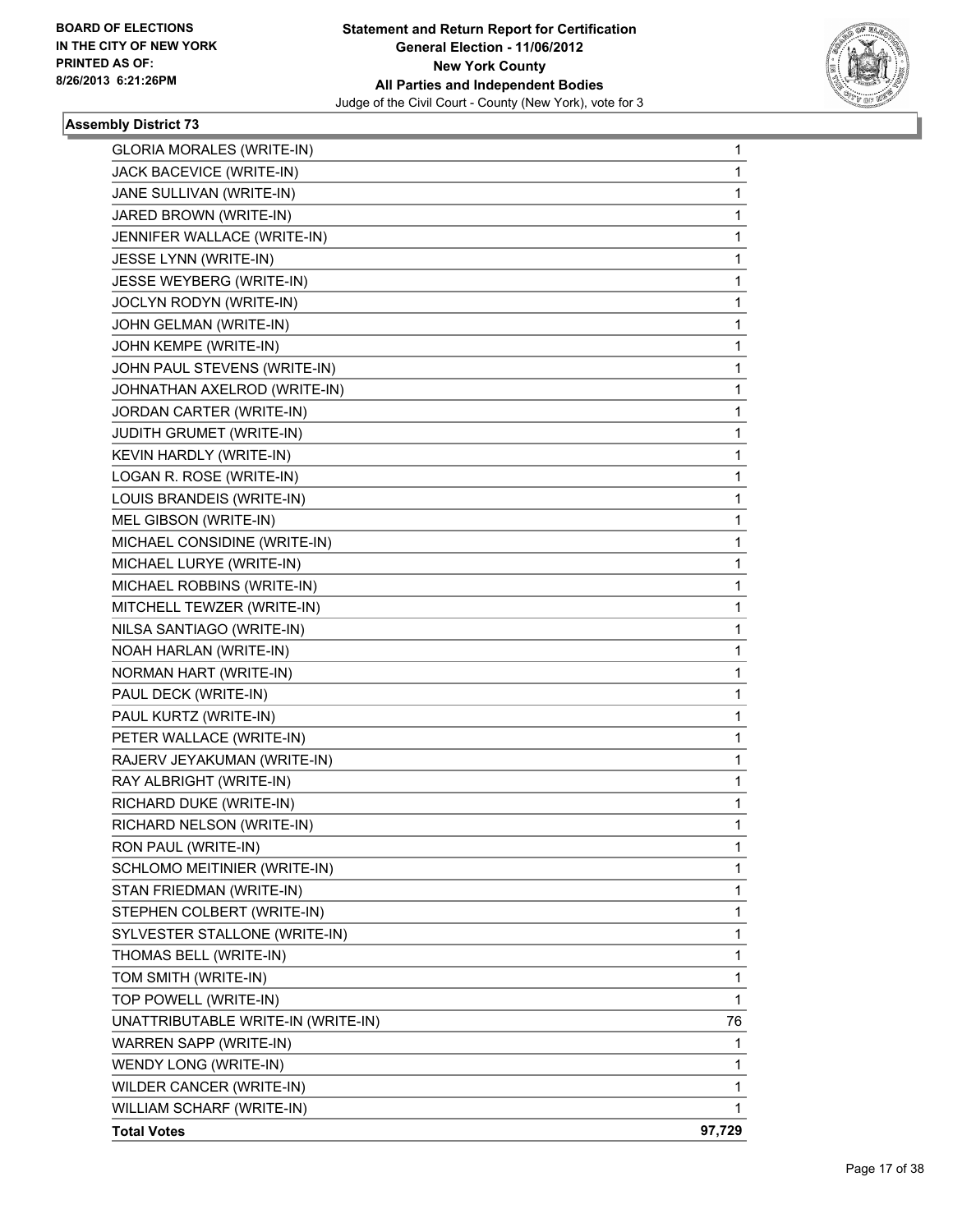BOARD OF ELECTIONS
IN THE CITY OF NEW YORK
PRINTED AS OF:
8/26/2013 6:21:26PM

**Statement and Return Report for Certification**
**General Election - 11/06/2012**
**New York County**
**All Parties and Independent Bodies**
Judge of the Civil Court - County (New York), vote for 3

### Assembly District 73

| | |
|---|---|
| GLORIA MORALES (WRITE-IN) | 1 |
| JACK BACEVICE (WRITE-IN) | 1 |
| JANE SULLIVAN (WRITE-IN) | 1 |
| JARED BROWN (WRITE-IN) | 1 |
| JENNIFER WALLACE (WRITE-IN) | 1 |
| JESSE LYNN (WRITE-IN) | 1 |
| JESSE WEYBERG (WRITE-IN) | 1 |
| JOCLYN RODYN (WRITE-IN) | 1 |
| JOHN GELMAN (WRITE-IN) | 1 |
| JOHN KEMPE (WRITE-IN) | 1 |
| JOHN PAUL STEVENS (WRITE-IN) | 1 |
| JOHNATHAN AXELROD (WRITE-IN) | 1 |
| JORDAN CARTER (WRITE-IN) | 1 |
| JUDITH GRUMET (WRITE-IN) | 1 |
| KEVIN HARDLY (WRITE-IN) | 1 |
| LOGAN R. ROSE (WRITE-IN) | 1 |
| LOUIS BRANDEIS (WRITE-IN) | 1 |
| MEL GIBSON (WRITE-IN) | 1 |
| MICHAEL CONSIDINE (WRITE-IN) | 1 |
| MICHAEL LURYE (WRITE-IN) | 1 |
| MICHAEL ROBBINS (WRITE-IN) | 1 |
| MITCHELL TEWZER (WRITE-IN) | 1 |
| NILSA SANTIAGO (WRITE-IN) | 1 |
| NOAH HARLAN (WRITE-IN) | 1 |
| NORMAN HART (WRITE-IN) | 1 |
| PAUL DECK (WRITE-IN) | 1 |
| PAUL KURTZ (WRITE-IN) | 1 |
| PETER WALLACE (WRITE-IN) | 1 |
| RAJERV JEYAKUMAN (WRITE-IN) | 1 |
| RAY ALBRIGHT (WRITE-IN) | 1 |
| RICHARD DUKE (WRITE-IN) | 1 |
| RICHARD NELSON (WRITE-IN) | 1 |
| RON PAUL (WRITE-IN) | 1 |
| SCHLOMO MEITINIER (WRITE-IN) | 1 |
| STAN FRIEDMAN (WRITE-IN) | 1 |
| STEPHEN COLBERT (WRITE-IN) | 1 |
| SYLVESTER STALLONE (WRITE-IN) | 1 |
| THOMAS BELL (WRITE-IN) | 1 |
| TOM SMITH (WRITE-IN) | 1 |
| TOP POWELL (WRITE-IN) | 1 |
| UNATTRIBUTABLE WRITE-IN (WRITE-IN) | 76 |
| WARREN SAPP (WRITE-IN) | 1 |
| WENDY LONG (WRITE-IN) | 1 |
| WILDER CANCER (WRITE-IN) | 1 |
| WILLIAM SCHARF (WRITE-IN) | 1 |
| **Total Votes** | **97,729** |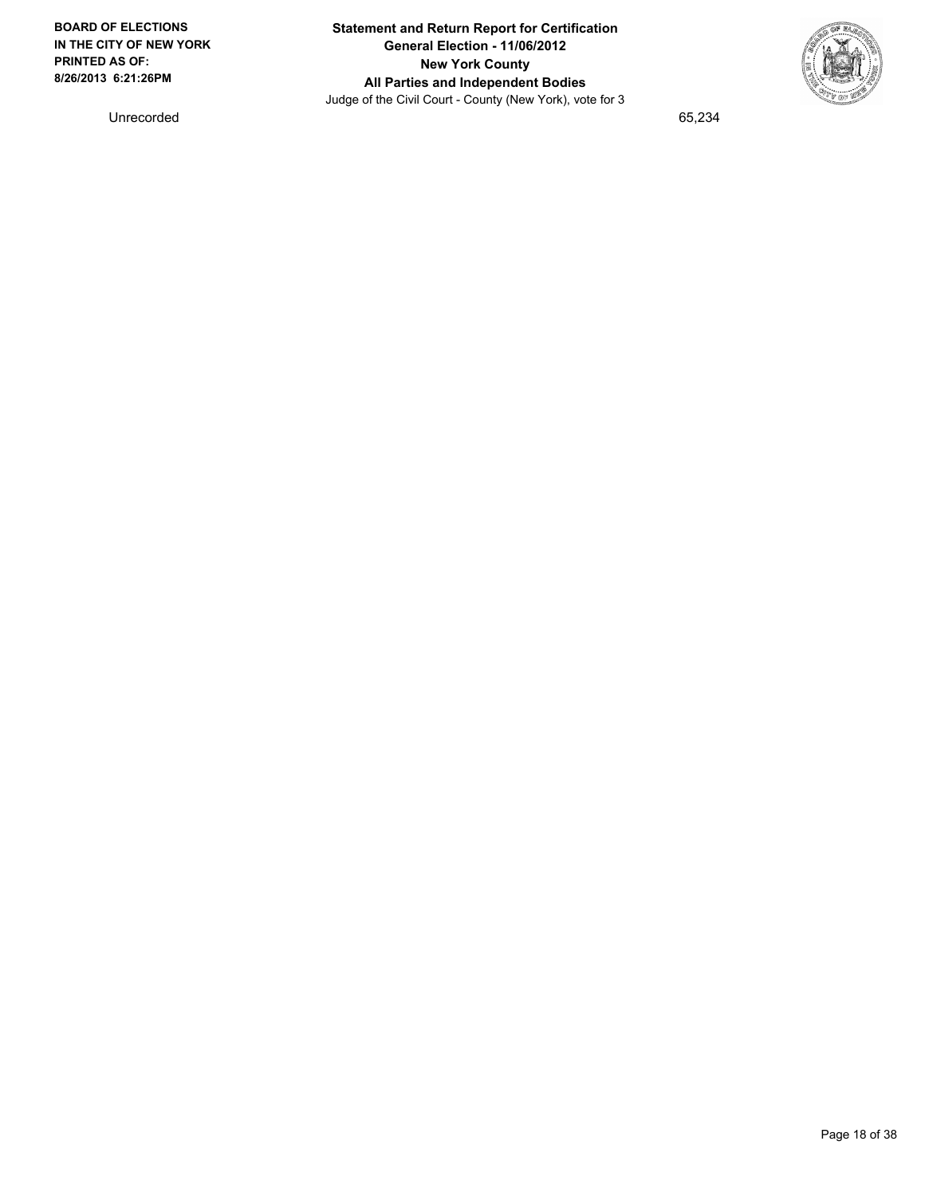| Unrecorded | 65,234 |
| --- | --- |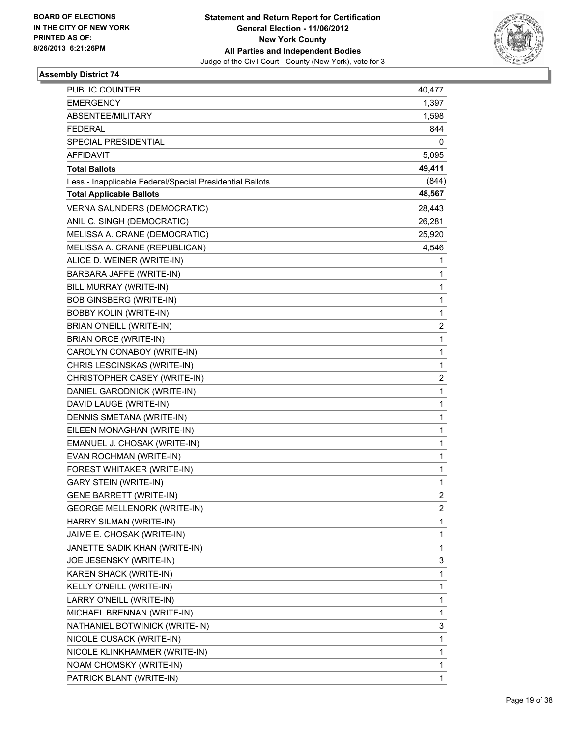BOARD OF ELECTIONS
IN THE CITY OF NEW YORK
PRINTED AS OF:
8/26/2013 6:21:26PM

**Statement and Return Report for Certification**
**General Election - 11/06/2012**
**New York County**
**All Parties and Independent Bodies**
Judge of the Civil Court - County (New York), vote for 3

### Assembly District 74

| | |
|---|---|
| PUBLIC COUNTER | 40,477 |
| EMERGENCY | 1,397 |
| ABSENTEE/MILITARY | 1,598 |
| FEDERAL | 844 |
| SPECIAL PRESIDENTIAL | 0 |
| AFFIDAVIT | 5,095 |
| **Total Ballots** | **49,411** |
| Less - Inapplicable Federal/Special Presidential Ballots | (844) |
| **Total Applicable Ballots** | **48,567** |
| VERNA SAUNDERS (DEMOCRATIC) | 28,443 |
| ANIL C. SINGH (DEMOCRATIC) | 26,281 |
| MELISSA A. CRANE (DEMOCRATIC) | 25,920 |
| MELISSA A. CRANE (REPUBLICAN) | 4,546 |
| ALICE D. WEINER (WRITE-IN) | 1 |
| BARBARA JAFFE (WRITE-IN) | 1 |
| BILL MURRAY (WRITE-IN) | 1 |
| BOB GINSBERG (WRITE-IN) | 1 |
| BOBBY KOLIN (WRITE-IN) | 1 |
| BRIAN O'NEILL (WRITE-IN) | 2 |
| BRIAN ORCE (WRITE-IN) | 1 |
| CAROLYN CONABOY (WRITE-IN) | 1 |
| CHRIS LESCINSKAS (WRITE-IN) | 1 |
| CHRISTOPHER CASEY (WRITE-IN) | 2 |
| DANIEL GARODNICK (WRITE-IN) | 1 |
| DAVID LAUGE (WRITE-IN) | 1 |
| DENNIS SMETANA (WRITE-IN) | 1 |
| EILEEN MONAGHAN (WRITE-IN) | 1 |
| EMANUEL J. CHOSAK (WRITE-IN) | 1 |
| EVAN ROCHMAN (WRITE-IN) | 1 |
| FOREST WHITAKER (WRITE-IN) | 1 |
| GARY STEIN (WRITE-IN) | 1 |
| GENE BARRETT (WRITE-IN) | 2 |
| GEORGE MELLENORK (WRITE-IN) | 2 |
| HARRY SILMAN (WRITE-IN) | 1 |
| JAIME E. CHOSAK (WRITE-IN) | 1 |
| JANETTE SADIK KHAN (WRITE-IN) | 1 |
| JOE JESENSKY (WRITE-IN) | 3 |
| KAREN SHACK (WRITE-IN) | 1 |
| KELLY O'NEILL (WRITE-IN) | 1 |
| LARRY O'NEILL (WRITE-IN) | 1 |
| MICHAEL BRENNAN (WRITE-IN) | 1 |
| NATHANIEL BOTWINICK (WRITE-IN) | 3 |
| NICOLE CUSACK (WRITE-IN) | 1 |
| NICOLE KLINKHAMMER (WRITE-IN) | 1 |
| NOAM CHOMSKY (WRITE-IN) | 1 |
| PATRICK BLANT (WRITE-IN) | 1 |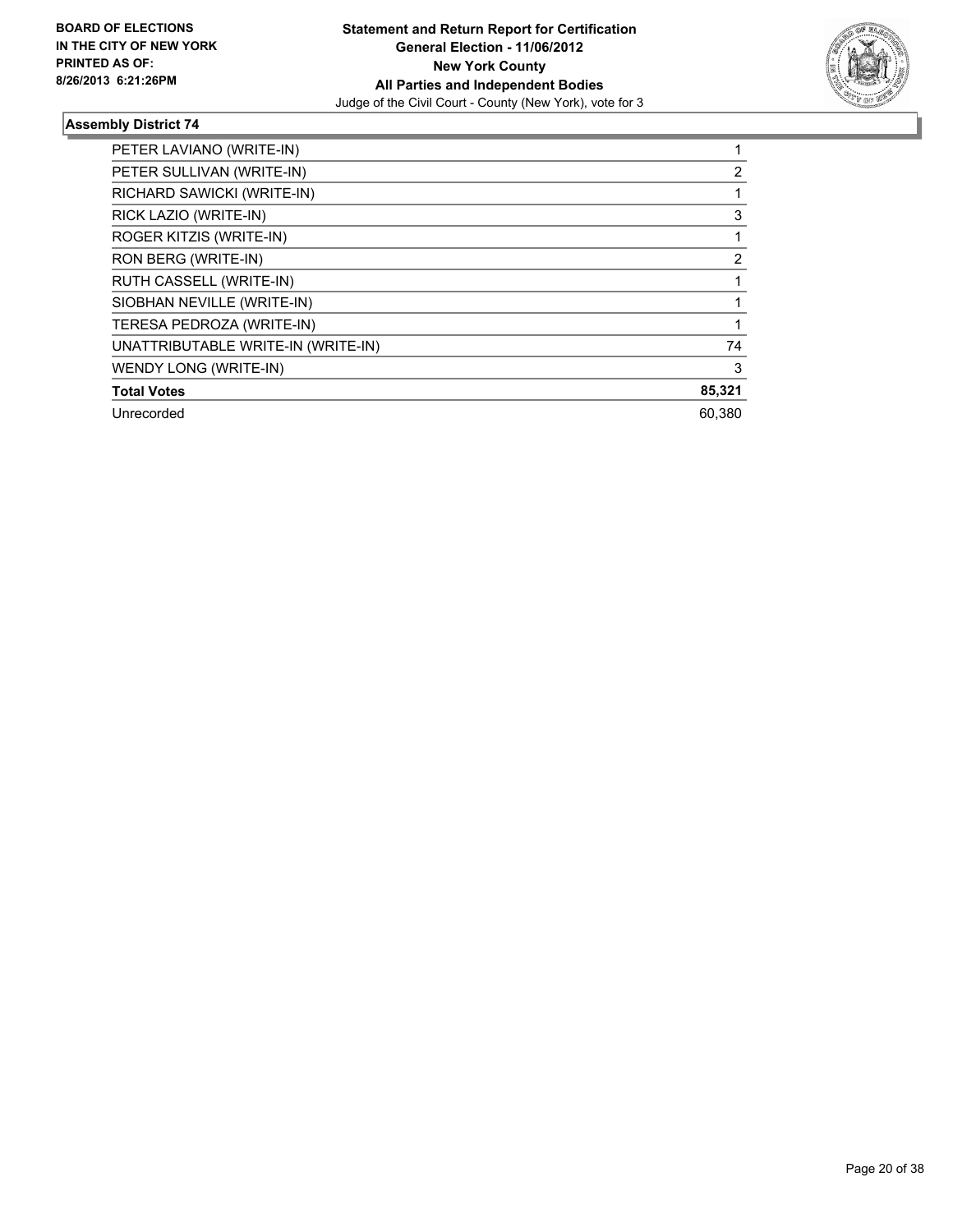**BOARD OF ELECTIONS IN THE CITY OF NEW YORK PRINTED AS OF: 8/26/2013 6:21:26PM**

**Statement and Return Report for Certification General Election - 11/06/2012 New York County All Parties and Independent Bodies**
Judge of the Civil Court - County (New York), vote for 3

### Assembly District 74

| | |
|---|---|
| PETER LAVIANO (WRITE-IN) | 1 |
| PETER SULLIVAN (WRITE-IN) | 2 |
| RICHARD SAWICKI (WRITE-IN) | 1 |
| RICK LAZIO (WRITE-IN) | 3 |
| ROGER KITZIS (WRITE-IN) | 1 |
| RON BERG (WRITE-IN) | 2 |
| RUTH CASSELL (WRITE-IN) | 1 |
| SIOBHAN NEVILLE (WRITE-IN) | 1 |
| TERESA PEDROZA (WRITE-IN) | 1 |
| UNATTRIBUTABLE WRITE-IN (WRITE-IN) | 74 |
| WENDY LONG (WRITE-IN) | 3 |
| **Total Votes** | **85,321** |
| Unrecorded | 60,380 |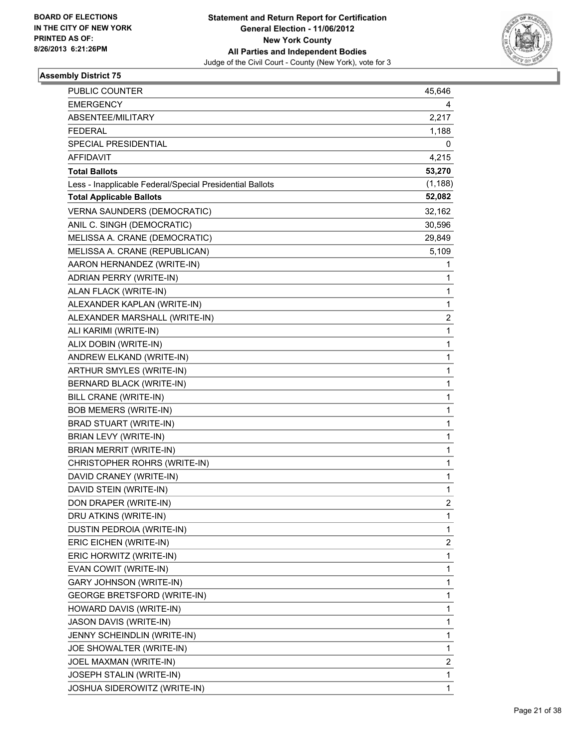BOARD OF ELECTIONS
IN THE CITY OF NEW YORK
PRINTED AS OF:
8/26/2013 6:21:26PM

**Statement and Return Report for Certification**
**General Election - 11/06/2012**
**New York County**
**All Parties and Independent Bodies**
Judge of the Civil Court - County (New York), vote for 3

### Assembly District 75

| | |
|---|---|
| PUBLIC COUNTER | 45,646 |
| EMERGENCY | 4 |
| ABSENTEE/MILITARY | 2,217 |
| FEDERAL | 1,188 |
| SPECIAL PRESIDENTIAL | 0 |
| AFFIDAVIT | 4,215 |
| **Total Ballots** | **53,270** |
| Less - Inapplicable Federal/Special Presidential Ballots | (1,188) |
| **Total Applicable Ballots** | **52,082** |
| VERNA SAUNDERS (DEMOCRATIC) | 32,162 |
| ANIL C. SINGH (DEMOCRATIC) | 30,596 |
| MELISSA A. CRANE (DEMOCRATIC) | 29,849 |
| MELISSA A. CRANE (REPUBLICAN) | 5,109 |
| AARON HERNANDEZ (WRITE-IN) | 1 |
| ADRIAN PERRY (WRITE-IN) | 1 |
| ALAN FLACK (WRITE-IN) | 1 |
| ALEXANDER KAPLAN (WRITE-IN) | 1 |
| ALEXANDER MARSHALL (WRITE-IN) | 2 |
| ALI KARIMI (WRITE-IN) | 1 |
| ALIX DOBIN (WRITE-IN) | 1 |
| ANDREW ELKAND (WRITE-IN) | 1 |
| ARTHUR SMYLES (WRITE-IN) | 1 |
| BERNARD BLACK (WRITE-IN) | 1 |
| BILL CRANE (WRITE-IN) | 1 |
| BOB MEMERS (WRITE-IN) | 1 |
| BRAD STUART (WRITE-IN) | 1 |
| BRIAN LEVY (WRITE-IN) | 1 |
| BRIAN MERRIT (WRITE-IN) | 1 |
| CHRISTOPHER ROHRS (WRITE-IN) | 1 |
| DAVID CRANEY (WRITE-IN) | 1 |
| DAVID STEIN (WRITE-IN) | 1 |
| DON DRAPER (WRITE-IN) | 2 |
| DRU ATKINS (WRITE-IN) | 1 |
| DUSTIN PEDROIA (WRITE-IN) | 1 |
| ERIC EICHEN (WRITE-IN) | 2 |
| ERIC HORWITZ (WRITE-IN) | 1 |
| EVAN COWIT (WRITE-IN) | 1 |
| GARY JOHNSON (WRITE-IN) | 1 |
| GEORGE BRETSFORD (WRITE-IN) | 1 |
| HOWARD DAVIS (WRITE-IN) | 1 |
| JASON DAVIS (WRITE-IN) | 1 |
| JENNY SCHEINDLIN (WRITE-IN) | 1 |
| JOE SHOWALTER (WRITE-IN) | 1 |
| JOEL MAXMAN (WRITE-IN) | 2 |
| JOSEPH STALIN (WRITE-IN) | 1 |
| JOSHUA SIDEROWITZ (WRITE-IN) | 1 |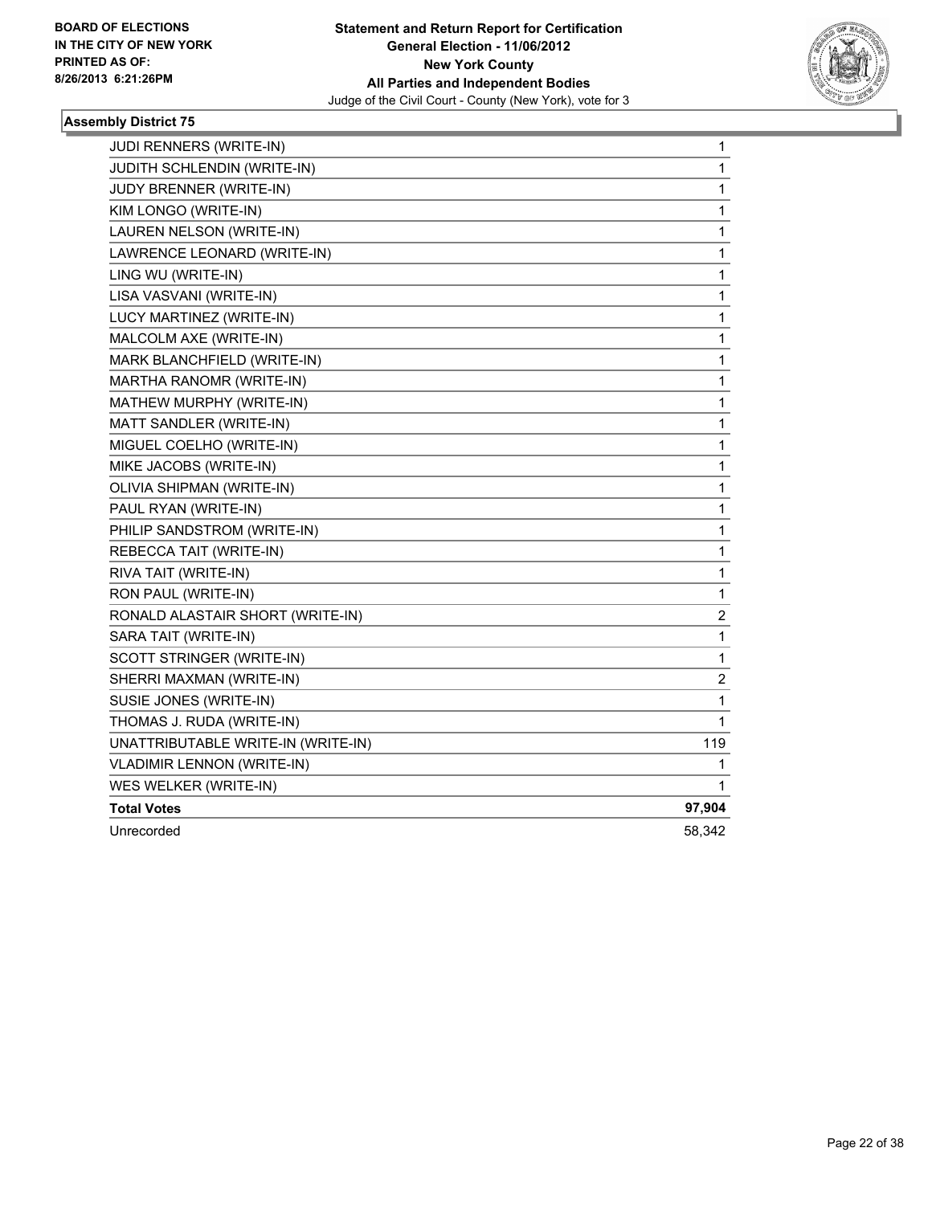**BOARD OF ELECTIONS IN THE CITY OF NEW YORK PRINTED AS OF: 8/26/2013 6:21:26PM**

**Statement and Return Report for Certification General Election - 11/06/2012 New York County All Parties and Independent Bodies**
Judge of the Civil Court - County (New York), vote for 3

### Assembly District 75

| | |
|---|---|
| JUDI RENNERS (WRITE-IN) | 1 |
| JUDITH SCHLENDIN (WRITE-IN) | 1 |
| JUDY BRENNER (WRITE-IN) | 1 |
| KIM LONGO (WRITE-IN) | 1 |
| LAUREN NELSON (WRITE-IN) | 1 |
| LAWRENCE LEONARD (WRITE-IN) | 1 |
| LING WU (WRITE-IN) | 1 |
| LISA VASVANI (WRITE-IN) | 1 |
| LUCY MARTINEZ (WRITE-IN) | 1 |
| MALCOLM AXE (WRITE-IN) | 1 |
| MARK BLANCHFIELD (WRITE-IN) | 1 |
| MARTHA RANOMR (WRITE-IN) | 1 |
| MATHEW MURPHY (WRITE-IN) | 1 |
| MATT SANDLER (WRITE-IN) | 1 |
| MIGUEL COELHO (WRITE-IN) | 1 |
| MIKE JACOBS (WRITE-IN) | 1 |
| OLIVIA SHIPMAN (WRITE-IN) | 1 |
| PAUL RYAN (WRITE-IN) | 1 |
| PHILIP SANDSTROM (WRITE-IN) | 1 |
| REBECCA TAIT (WRITE-IN) | 1 |
| RIVA TAIT (WRITE-IN) | 1 |
| RON PAUL (WRITE-IN) | 1 |
| RONALD ALASTAIR SHORT (WRITE-IN) | 2 |
| SARA TAIT (WRITE-IN) | 1 |
| SCOTT STRINGER (WRITE-IN) | 1 |
| SHERRI MAXMAN (WRITE-IN) | 2 |
| SUSIE JONES (WRITE-IN) | 1 |
| THOMAS J. RUDA (WRITE-IN) | 1 |
| UNATTRIBUTABLE WRITE-IN (WRITE-IN) | 119 |
| VLADIMIR LENNON (WRITE-IN) | 1 |
| WES WELKER (WRITE-IN) | 1 |
| **Total Votes** | **97,904** |
| Unrecorded | 58,342 |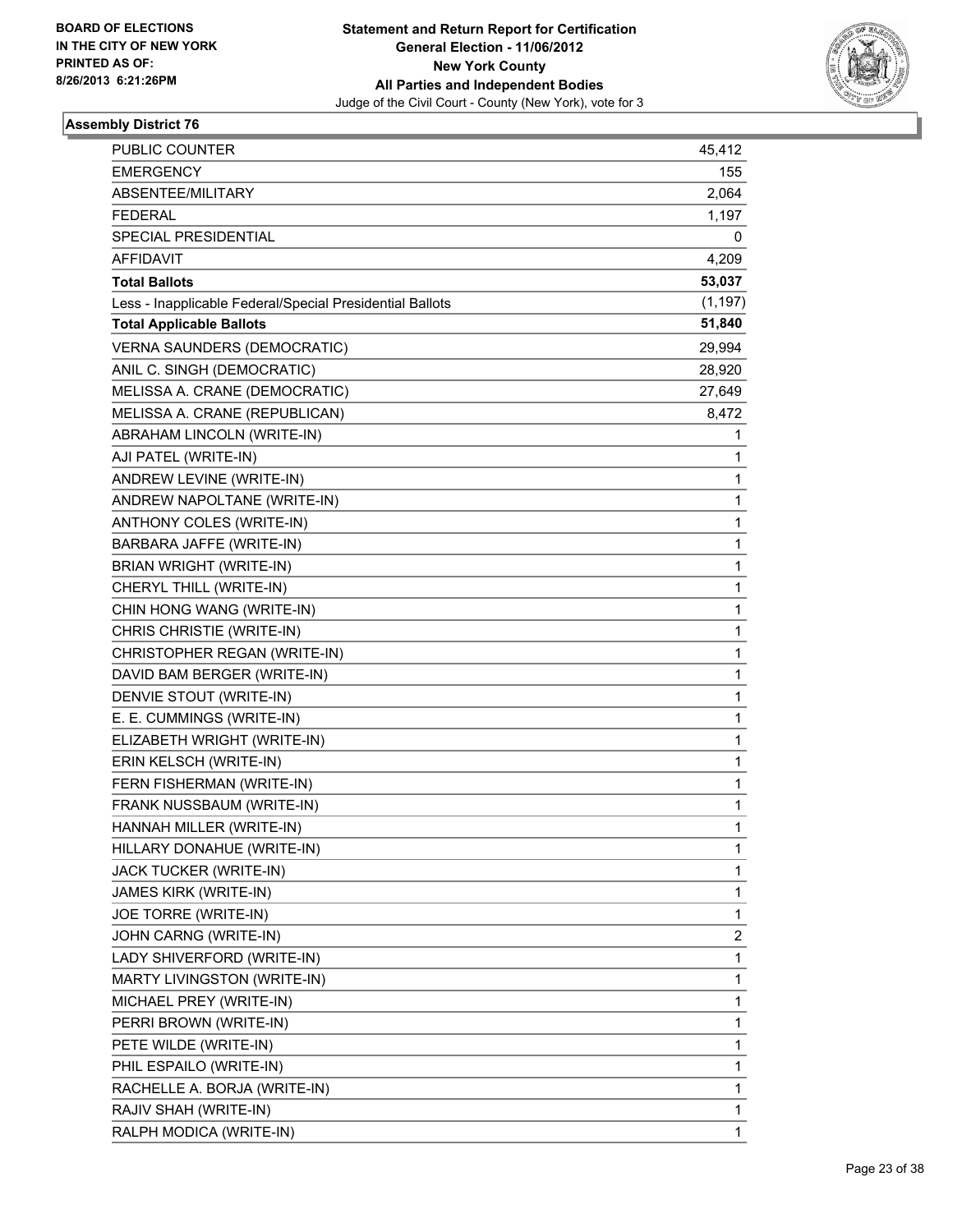**Statement and Return Report for Certification**
**General Election - 11/06/2012**
**New York County**
**All Parties and Independent Bodies**
Judge of the Civil Court - County (New York), vote for 3

BOARD OF ELECTIONS
IN THE CITY OF NEW YORK
PRINTED AS OF:
8/26/2013 6:21:26PM

## Assembly District 76

| | |
|---|---|
| PUBLIC COUNTER | 45,412 |
| EMERGENCY | 155 |
| ABSENTEE/MILITARY | 2,064 |
| FEDERAL | 1,197 |
| SPECIAL PRESIDENTIAL | 0 |
| AFFIDAVIT | 4,209 |
| **Total Ballots** | **53,037** |
| Less - Inapplicable Federal/Special Presidential Ballots | (1,197) |
| **Total Applicable Ballots** | **51,840** |
| VERNA SAUNDERS (DEMOCRATIC) | 29,994 |
| ANIL C. SINGH (DEMOCRATIC) | 28,920 |
| MELISSA A. CRANE (DEMOCRATIC) | 27,649 |
| MELISSA A. CRANE (REPUBLICAN) | 8,472 |
| ABRAHAM LINCOLN (WRITE-IN) | 1 |
| AJI PATEL (WRITE-IN) | 1 |
| ANDREW LEVINE (WRITE-IN) | 1 |
| ANDREW NAPOLTANE (WRITE-IN) | 1 |
| ANTHONY COLES (WRITE-IN) | 1 |
| BARBARA JAFFE (WRITE-IN) | 1 |
| BRIAN WRIGHT (WRITE-IN) | 1 |
| CHERYL THILL (WRITE-IN) | 1 |
| CHIN HONG WANG (WRITE-IN) | 1 |
| CHRIS CHRISTIE (WRITE-IN) | 1 |
| CHRISTOPHER REGAN (WRITE-IN) | 1 |
| DAVID BAM BERGER (WRITE-IN) | 1 |
| DENVIE STOUT (WRITE-IN) | 1 |
| E. E. CUMMINGS (WRITE-IN) | 1 |
| ELIZABETH WRIGHT (WRITE-IN) | 1 |
| ERIN KELSCH (WRITE-IN) | 1 |
| FERN FISHERMAN (WRITE-IN) | 1 |
| FRANK NUSSBAUM (WRITE-IN) | 1 |
| HANNAH MILLER (WRITE-IN) | 1 |
| HILLARY DONAHUE (WRITE-IN) | 1 |
| JACK TUCKER (WRITE-IN) | 1 |
| JAMES KIRK (WRITE-IN) | 1 |
| JOE TORRE (WRITE-IN) | 1 |
| JOHN CARNG (WRITE-IN) | 2 |
| LADY SHIVERFORD (WRITE-IN) | 1 |
| MARTY LIVINGSTON (WRITE-IN) | 1 |
| MICHAEL PREY (WRITE-IN) | 1 |
| PERRI BROWN (WRITE-IN) | 1 |
| PETE WILDE (WRITE-IN) | 1 |
| PHIL ESPAILO (WRITE-IN) | 1 |
| RACHELLE A. BORJA (WRITE-IN) | 1 |
| RAJIV SHAH (WRITE-IN) | 1 |
| RALPH MODICA (WRITE-IN) | 1 |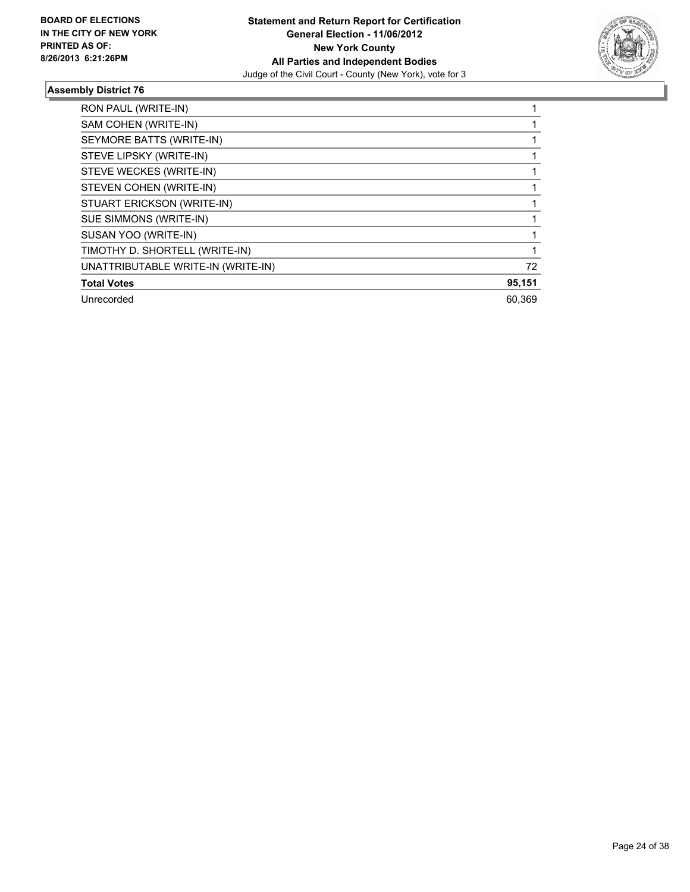**BOARD OF ELECTIONS IN THE CITY OF NEW YORK PRINTED AS OF: 8/26/2013 6:21:26PM**

**Statement and Return Report for Certification**
**General Election - 11/06/2012**
**New York County**
**All Parties and Independent Bodies**
Judge of the Civil Court - County (New York), vote for 3

### Assembly District 76

| | |
|---|---|
| RON PAUL (WRITE-IN) | 1 |
| SAM COHEN (WRITE-IN) | 1 |
| SEYMORE BATTS (WRITE-IN) | 1 |
| STEVE LIPSKY (WRITE-IN) | 1 |
| STEVE WECKES (WRITE-IN) | 1 |
| STEVEN COHEN (WRITE-IN) | 1 |
| STUART ERICKSON (WRITE-IN) | 1 |
| SUE SIMMONS (WRITE-IN) | 1 |
| SUSAN YOO (WRITE-IN) | 1 |
| TIMOTHY D. SHORTELL (WRITE-IN) | 1 |
| UNATTRIBUTABLE WRITE-IN (WRITE-IN) | 72 |
| **Total Votes** | **95,151** |
| Unrecorded | 60,369 |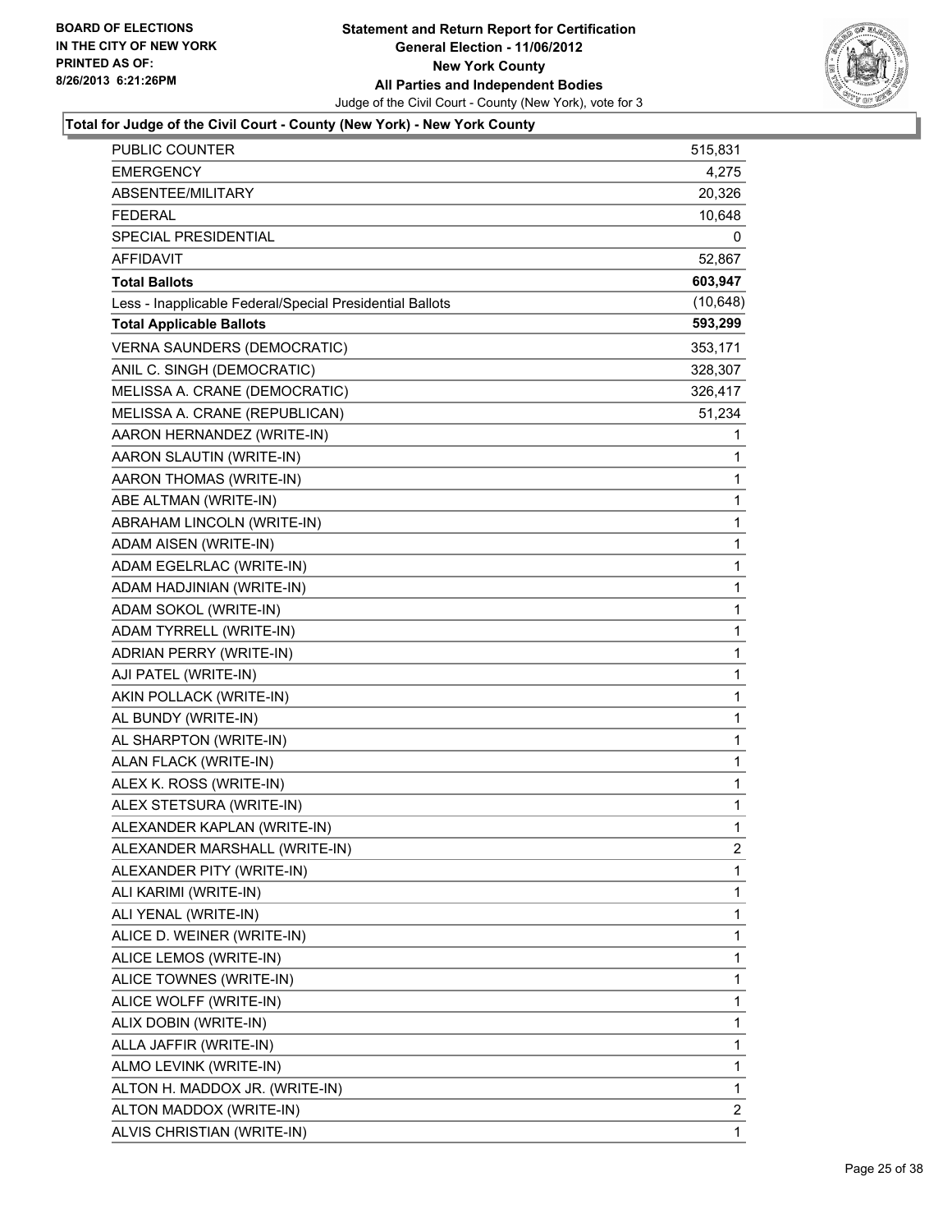**BOARD OF ELECTIONS IN THE CITY OF NEW YORK PRINTED AS OF: 8/26/2013 6:21:26PM**

**Statement and Return Report for Certification General Election - 11/06/2012 New York County All Parties and Independent Bodies**

Judge of the Civil Court - County (New York), vote for 3

**Total for Judge of the Civil Court - County (New York) - New York County**

| | |
|---|---|
| PUBLIC COUNTER | 515,831 |
| EMERGENCY | 4,275 |
| ABSENTEE/MILITARY | 20,326 |
| FEDERAL | 10,648 |
| SPECIAL PRESIDENTIAL | 0 |
| AFFIDAVIT | 52,867 |
| **Total Ballots** | **603,947** |
| Less - Inapplicable Federal/Special Presidential Ballots | (10,648) |
| **Total Applicable Ballots** | **593,299** |
| VERNA SAUNDERS (DEMOCRATIC) | 353,171 |
| ANIL C. SINGH (DEMOCRATIC) | 328,307 |
| MELISSA A. CRANE (DEMOCRATIC) | 326,417 |
| MELISSA A. CRANE (REPUBLICAN) | 51,234 |
| AARON HERNANDEZ (WRITE-IN) | 1 |
| AARON SLAUTIN (WRITE-IN) | 1 |
| AARON THOMAS (WRITE-IN) | 1 |
| ABE ALTMAN (WRITE-IN) | 1 |
| ABRAHAM LINCOLN (WRITE-IN) | 1 |
| ADAM AISEN (WRITE-IN) | 1 |
| ADAM EGELRLAC (WRITE-IN) | 1 |
| ADAM HADJINIAN (WRITE-IN) | 1 |
| ADAM SOKOL (WRITE-IN) | 1 |
| ADAM TYRRELL (WRITE-IN) | 1 |
| ADRIAN PERRY (WRITE-IN) | 1 |
| AJI PATEL (WRITE-IN) | 1 |
| AKIN POLLACK (WRITE-IN) | 1 |
| AL BUNDY (WRITE-IN) | 1 |
| AL SHARPTON (WRITE-IN) | 1 |
| ALAN FLACK (WRITE-IN) | 1 |
| ALEX K. ROSS (WRITE-IN) | 1 |
| ALEX STETSURA (WRITE-IN) | 1 |
| ALEXANDER KAPLAN (WRITE-IN) | 1 |
| ALEXANDER MARSHALL (WRITE-IN) | 2 |
| ALEXANDER PITY (WRITE-IN) | 1 |
| ALI KARIMI (WRITE-IN) | 1 |
| ALI YENAL (WRITE-IN) | 1 |
| ALICE D. WEINER (WRITE-IN) | 1 |
| ALICE LEMOS (WRITE-IN) | 1 |
| ALICE TOWNES (WRITE-IN) | 1 |
| ALICE WOLFF (WRITE-IN) | 1 |
| ALIX DOBIN (WRITE-IN) | 1 |
| ALLA JAFFIR (WRITE-IN) | 1 |
| ALMO LEVINK (WRITE-IN) | 1 |
| ALTON H. MADDOX JR. (WRITE-IN) | 1 |
| ALTON MADDOX (WRITE-IN) | 2 |
| ALVIS CHRISTIAN (WRITE-IN) | 1 |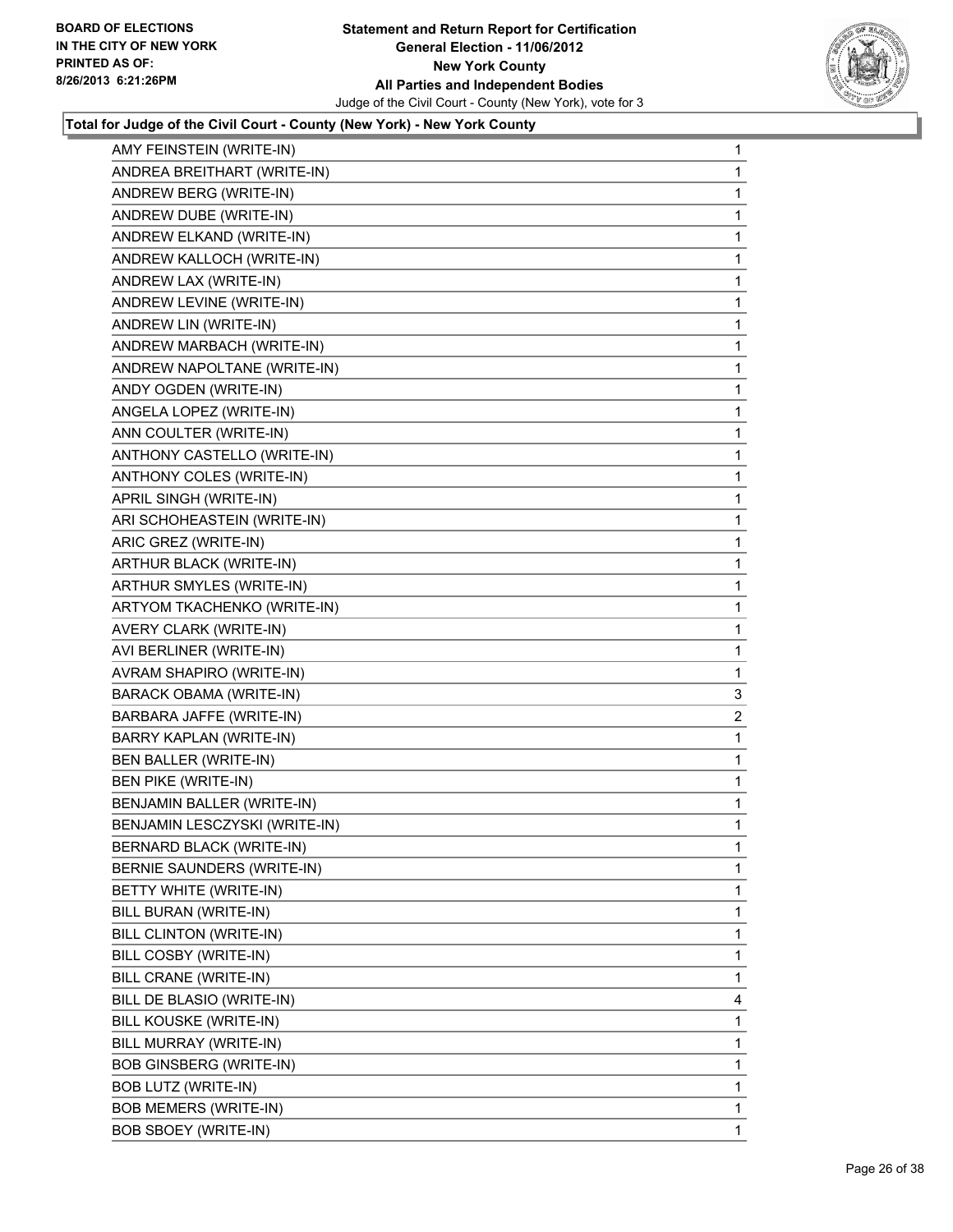**Total for Judge of the Civil Court - County (New York) - New York County**

| | |
|---|---|
| AMY FEINSTEIN (WRITE-IN) | 1 |
| ANDREA BREITHART (WRITE-IN) | 1 |
| ANDREW BERG (WRITE-IN) | 1 |
| ANDREW DUBE (WRITE-IN) | 1 |
| ANDREW ELKAND (WRITE-IN) | 1 |
| ANDREW KALLOCH (WRITE-IN) | 1 |
| ANDREW LAX (WRITE-IN) | 1 |
| ANDREW LEVINE (WRITE-IN) | 1 |
| ANDREW LIN (WRITE-IN) | 1 |
| ANDREW MARBACH (WRITE-IN) | 1 |
| ANDREW NAPOLTANE (WRITE-IN) | 1 |
| ANDY OGDEN (WRITE-IN) | 1 |
| ANGELA LOPEZ (WRITE-IN) | 1 |
| ANN COULTER (WRITE-IN) | 1 |
| ANTHONY CASTELLO (WRITE-IN) | 1 |
| ANTHONY COLES (WRITE-IN) | 1 |
| APRIL SINGH (WRITE-IN) | 1 |
| ARI SCHOHEASTEIN (WRITE-IN) | 1 |
| ARIC GREZ (WRITE-IN) | 1 |
| ARTHUR BLACK (WRITE-IN) | 1 |
| ARTHUR SMYLES (WRITE-IN) | 1 |
| ARTYOM TKACHENKO (WRITE-IN) | 1 |
| AVERY CLARK (WRITE-IN) | 1 |
| AVI BERLINER (WRITE-IN) | 1 |
| AVRAM SHAPIRO (WRITE-IN) | 1 |
| BARACK OBAMA (WRITE-IN) | 3 |
| BARBARA JAFFE (WRITE-IN) | 2 |
| BARRY KAPLAN (WRITE-IN) | 1 |
| BEN BALLER (WRITE-IN) | 1 |
| BEN PIKE (WRITE-IN) | 1 |
| BENJAMIN BALLER (WRITE-IN) | 1 |
| BENJAMIN LESCZYSKI (WRITE-IN) | 1 |
| BERNARD BLACK (WRITE-IN) | 1 |
| BERNIE SAUNDERS (WRITE-IN) | 1 |
| BETTY WHITE (WRITE-IN) | 1 |
| BILL BURAN (WRITE-IN) | 1 |
| BILL CLINTON (WRITE-IN) | 1 |
| BILL COSBY (WRITE-IN) | 1 |
| BILL CRANE (WRITE-IN) | 1 |
| BILL DE BLASIO (WRITE-IN) | 4 |
| BILL KOUSKE (WRITE-IN) | 1 |
| BILL MURRAY (WRITE-IN) | 1 |
| BOB GINSBERG (WRITE-IN) | 1 |
| BOB LUTZ (WRITE-IN) | 1 |
| BOB MEMERS (WRITE-IN) | 1 |
| BOB SBOEY (WRITE-IN) | 1 |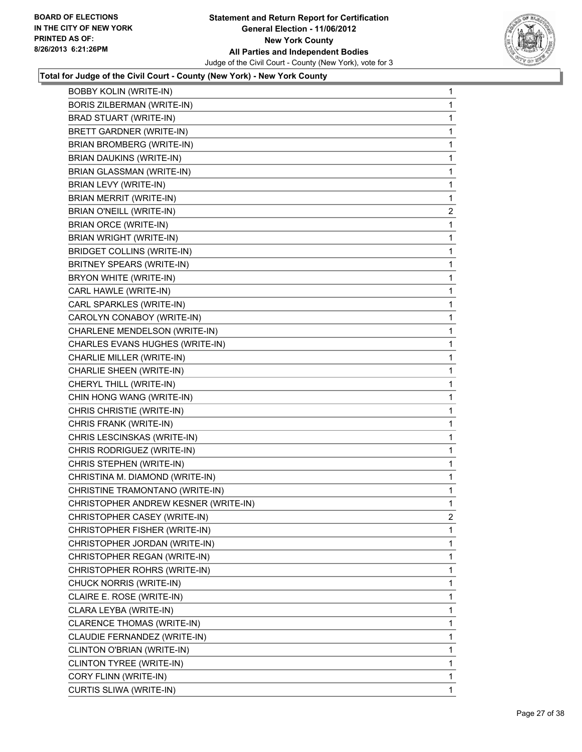**Total for Judge of the Civil Court - County (New York) - New York County**

| | |
|---|---|
| BOBBY KOLIN (WRITE-IN) | 1 |
| BORIS ZILBERMAN (WRITE-IN) | 1 |
| BRAD STUART (WRITE-IN) | 1 |
| BRETT GARDNER (WRITE-IN) | 1 |
| BRIAN BROMBERG (WRITE-IN) | 1 |
| BRIAN DAUKINS (WRITE-IN) | 1 |
| BRIAN GLASSMAN (WRITE-IN) | 1 |
| BRIAN LEVY (WRITE-IN) | 1 |
| BRIAN MERRIT (WRITE-IN) | 1 |
| BRIAN O'NEILL (WRITE-IN) | 2 |
| BRIAN ORCE (WRITE-IN) | 1 |
| BRIAN WRIGHT (WRITE-IN) | 1 |
| BRIDGET COLLINS (WRITE-IN) | 1 |
| BRITNEY SPEARS (WRITE-IN) | 1 |
| BRYON WHITE (WRITE-IN) | 1 |
| CARL HAWLE (WRITE-IN) | 1 |
| CARL SPARKLES (WRITE-IN) | 1 |
| CAROLYN CONABOY (WRITE-IN) | 1 |
| CHARLENE MENDELSON (WRITE-IN) | 1 |
| CHARLES EVANS HUGHES (WRITE-IN) | 1 |
| CHARLIE MILLER (WRITE-IN) | 1 |
| CHARLIE SHEEN (WRITE-IN) | 1 |
| CHERYL THILL (WRITE-IN) | 1 |
| CHIN HONG WANG (WRITE-IN) | 1 |
| CHRIS CHRISTIE (WRITE-IN) | 1 |
| CHRIS FRANK (WRITE-IN) | 1 |
| CHRIS LESCINSKAS (WRITE-IN) | 1 |
| CHRIS RODRIGUEZ (WRITE-IN) | 1 |
| CHRIS STEPHEN (WRITE-IN) | 1 |
| CHRISTINA M. DIAMOND (WRITE-IN) | 1 |
| CHRISTINE TRAMONTANO (WRITE-IN) | 1 |
| CHRISTOPHER ANDREW KESNER (WRITE-IN) | 1 |
| CHRISTOPHER CASEY (WRITE-IN) | 2 |
| CHRISTOPHER FISHER (WRITE-IN) | 1 |
| CHRISTOPHER JORDAN (WRITE-IN) | 1 |
| CHRISTOPHER REGAN (WRITE-IN) | 1 |
| CHRISTOPHER ROHRS (WRITE-IN) | 1 |
| CHUCK NORRIS (WRITE-IN) | 1 |
| CLAIRE E. ROSE (WRITE-IN) | 1 |
| CLARA LEYBA (WRITE-IN) | 1 |
| CLARENCE THOMAS (WRITE-IN) | 1 |
| CLAUDIE FERNANDEZ (WRITE-IN) | 1 |
| CLINTON O'BRIAN (WRITE-IN) | 1 |
| CLINTON TYREE (WRITE-IN) | 1 |
| CORY FLINN (WRITE-IN) | 1 |
| CURTIS SLIWA (WRITE-IN) | 1 |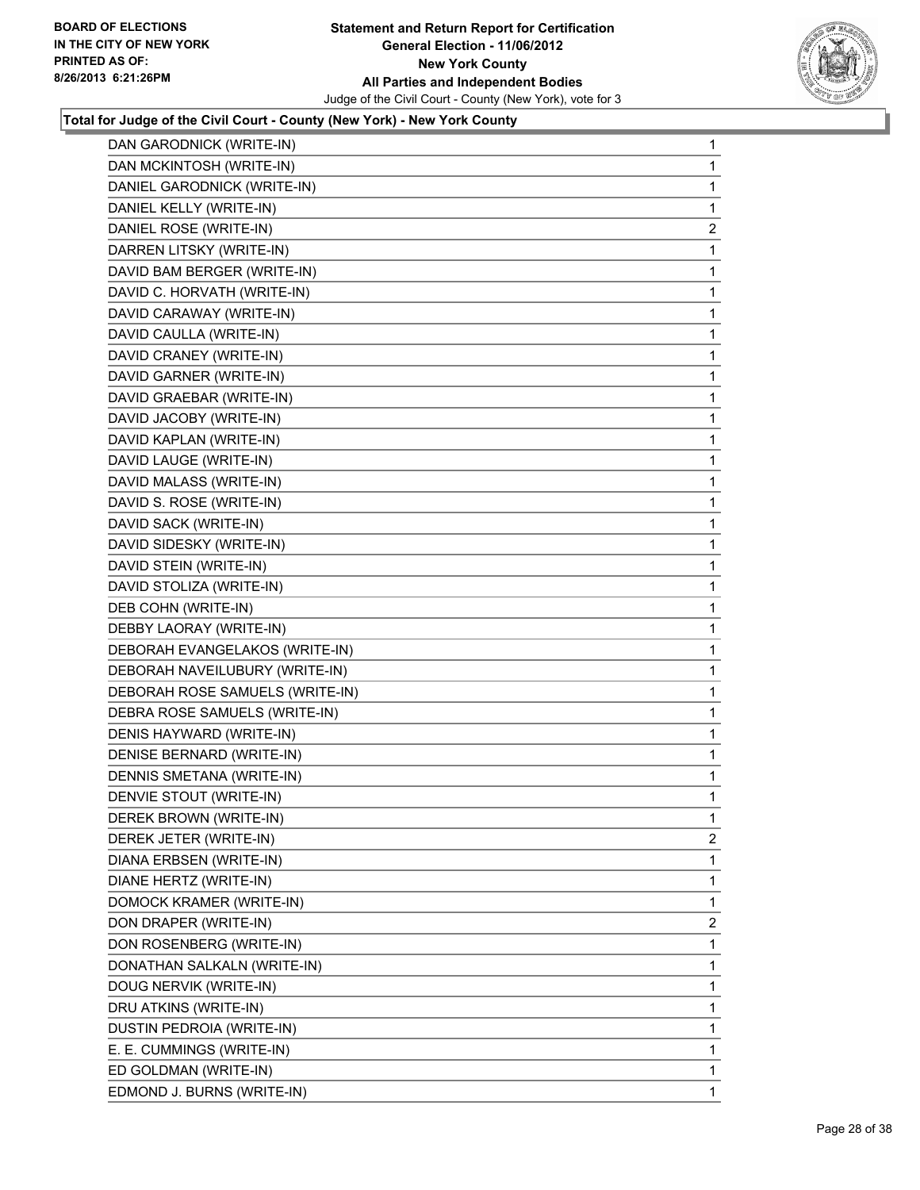**Total for Judge of the Civil Court - County (New York) - New York County**

| Candidate | Votes |
|---|---|
| DAN GARODNICK (WRITE-IN) | 1 |
| DAN MCKINTOSH (WRITE-IN) | 1 |
| DANIEL GARODNICK (WRITE-IN) | 1 |
| DANIEL KELLY (WRITE-IN) | 1 |
| DANIEL ROSE (WRITE-IN) | 2 |
| DARREN LITSKY (WRITE-IN) | 1 |
| DAVID BAM BERGER (WRITE-IN) | 1 |
| DAVID C. HORVATH (WRITE-IN) | 1 |
| DAVID CARAWAY (WRITE-IN) | 1 |
| DAVID CAULLA (WRITE-IN) | 1 |
| DAVID CRANEY (WRITE-IN) | 1 |
| DAVID GARNER (WRITE-IN) | 1 |
| DAVID GRAEBAR (WRITE-IN) | 1 |
| DAVID JACOBY (WRITE-IN) | 1 |
| DAVID KAPLAN (WRITE-IN) | 1 |
| DAVID LAUGE (WRITE-IN) | 1 |
| DAVID MALASS (WRITE-IN) | 1 |
| DAVID S. ROSE (WRITE-IN) | 1 |
| DAVID SACK (WRITE-IN) | 1 |
| DAVID SIDESKY (WRITE-IN) | 1 |
| DAVID STEIN (WRITE-IN) | 1 |
| DAVID STOLIZA (WRITE-IN) | 1 |
| DEB COHN (WRITE-IN) | 1 |
| DEBBY LAORAY (WRITE-IN) | 1 |
| DEBORAH EVANGELAKOS (WRITE-IN) | 1 |
| DEBORAH NAVEILUBURY (WRITE-IN) | 1 |
| DEBORAH ROSE SAMUELS (WRITE-IN) | 1 |
| DEBRA ROSE SAMUELS (WRITE-IN) | 1 |
| DENIS HAYWARD (WRITE-IN) | 1 |
| DENISE BERNARD (WRITE-IN) | 1 |
| DENNIS SMETANA (WRITE-IN) | 1 |
| DENVIE STOUT (WRITE-IN) | 1 |
| DEREK BROWN (WRITE-IN) | 1 |
| DEREK JETER (WRITE-IN) | 2 |
| DIANA ERBSEN (WRITE-IN) | 1 |
| DIANE HERTZ (WRITE-IN) | 1 |
| DOMOCK KRAMER (WRITE-IN) | 1 |
| DON DRAPER (WRITE-IN) | 2 |
| DON ROSENBERG (WRITE-IN) | 1 |
| DONATHAN SALKALN (WRITE-IN) | 1 |
| DOUG NERVIK (WRITE-IN) | 1 |
| DRU ATKINS (WRITE-IN) | 1 |
| DUSTIN PEDROIA (WRITE-IN) | 1 |
| E. E. CUMMINGS (WRITE-IN) | 1 |
| ED GOLDMAN (WRITE-IN) | 1 |
| EDMOND J. BURNS (WRITE-IN) | 1 |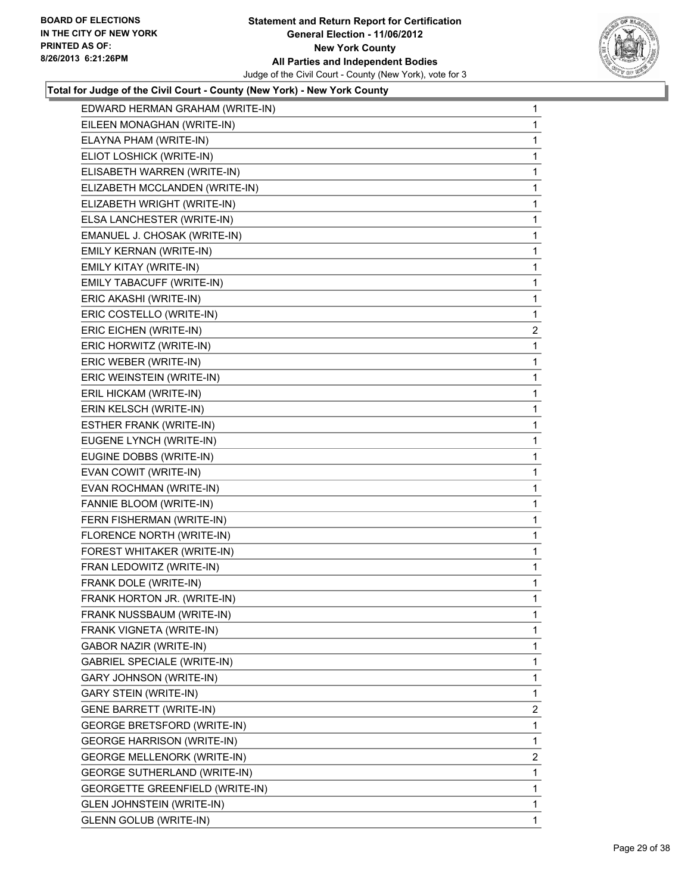**Total for Judge of the Civil Court - County (New York) - New York County**

| | |
|---|---|
| EDWARD HERMAN GRAHAM (WRITE-IN) | 1 |
| EILEEN MONAGHAN (WRITE-IN) | 1 |
| ELAYNA PHAM (WRITE-IN) | 1 |
| ELIOT LOSHICK (WRITE-IN) | 1 |
| ELISABETH WARREN (WRITE-IN) | 1 |
| ELIZABETH MCCLANDEN (WRITE-IN) | 1 |
| ELIZABETH WRIGHT (WRITE-IN) | 1 |
| ELSA LANCHESTER (WRITE-IN) | 1 |
| EMANUEL J. CHOSAK (WRITE-IN) | 1 |
| EMILY KERNAN (WRITE-IN) | 1 |
| EMILY KITAY (WRITE-IN) | 1 |
| EMILY TABACUFF (WRITE-IN) | 1 |
| ERIC AKASHI (WRITE-IN) | 1 |
| ERIC COSTELLO (WRITE-IN) | 1 |
| ERIC EICHEN (WRITE-IN) | 2 |
| ERIC HORWITZ (WRITE-IN) | 1 |
| ERIC WEBER (WRITE-IN) | 1 |
| ERIC WEINSTEIN (WRITE-IN) | 1 |
| ERIL HICKAM (WRITE-IN) | 1 |
| ERIN KELSCH (WRITE-IN) | 1 |
| ESTHER FRANK (WRITE-IN) | 1 |
| EUGENE LYNCH (WRITE-IN) | 1 |
| EUGINE DOBBS (WRITE-IN) | 1 |
| EVAN COWIT (WRITE-IN) | 1 |
| EVAN ROCHMAN (WRITE-IN) | 1 |
| FANNIE BLOOM (WRITE-IN) | 1 |
| FERN FISHERMAN (WRITE-IN) | 1 |
| FLORENCE NORTH (WRITE-IN) | 1 |
| FOREST WHITAKER (WRITE-IN) | 1 |
| FRAN LEDOWITZ (WRITE-IN) | 1 |
| FRANK DOLE (WRITE-IN) | 1 |
| FRANK HORTON JR. (WRITE-IN) | 1 |
| FRANK NUSSBAUM (WRITE-IN) | 1 |
| FRANK VIGNETA (WRITE-IN) | 1 |
| GABOR NAZIR (WRITE-IN) | 1 |
| GABRIEL SPECIALE (WRITE-IN) | 1 |
| GARY JOHNSON (WRITE-IN) | 1 |
| GARY STEIN (WRITE-IN) | 1 |
| GENE BARRETT (WRITE-IN) | 2 |
| GEORGE BRETSFORD (WRITE-IN) | 1 |
| GEORGE HARRISON (WRITE-IN) | 1 |
| GEORGE MELLENORK (WRITE-IN) | 2 |
| GEORGE SUTHERLAND (WRITE-IN) | 1 |
| GEORGETTE GREENFIELD (WRITE-IN) | 1 |
| GLEN JOHNSTEIN (WRITE-IN) | 1 |
| GLENN GOLUB (WRITE-IN) | 1 |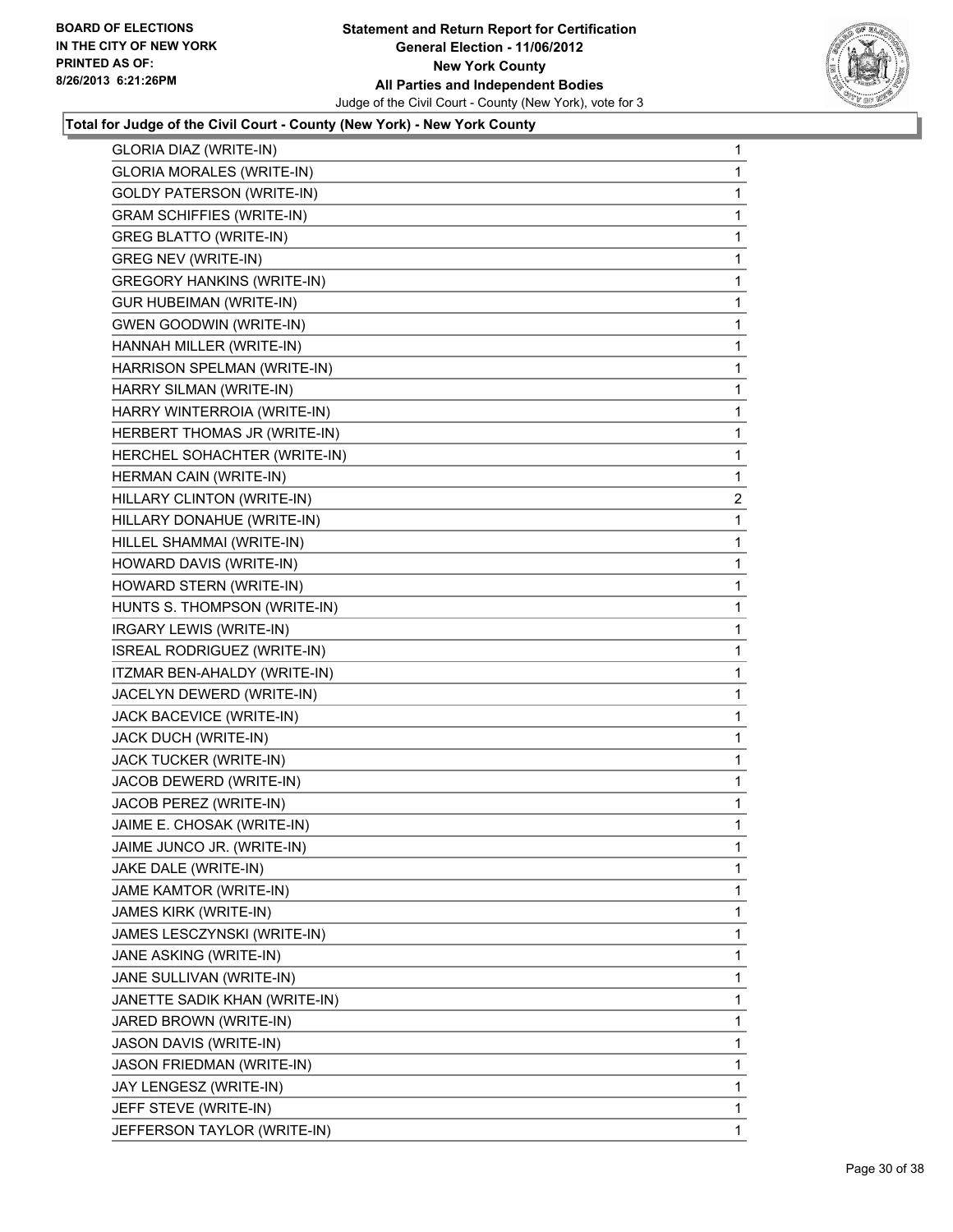**Total for Judge of the Civil Court - County (New York) - New York County**

| Candidate | Votes |
|---|---|
| GLORIA DIAZ (WRITE-IN) | 1 |
| GLORIA MORALES (WRITE-IN) | 1 |
| GOLDY PATERSON (WRITE-IN) | 1 |
| GRAM SCHIFFIES (WRITE-IN) | 1 |
| GREG BLATTO (WRITE-IN) | 1 |
| GREG NEV (WRITE-IN) | 1 |
| GREGORY HANKINS (WRITE-IN) | 1 |
| GUR HUBEIMAN (WRITE-IN) | 1 |
| GWEN GOODWIN (WRITE-IN) | 1 |
| HANNAH MILLER (WRITE-IN) | 1 |
| HARRISON SPELMAN (WRITE-IN) | 1 |
| HARRY SILMAN (WRITE-IN) | 1 |
| HARRY WINTERROIA (WRITE-IN) | 1 |
| HERBERT THOMAS JR (WRITE-IN) | 1 |
| HERCHEL SOHACHTER (WRITE-IN) | 1 |
| HERMAN CAIN (WRITE-IN) | 1 |
| HILLARY CLINTON (WRITE-IN) | 2 |
| HILLARY DONAHUE (WRITE-IN) | 1 |
| HILLEL SHAMMAI (WRITE-IN) | 1 |
| HOWARD DAVIS (WRITE-IN) | 1 |
| HOWARD STERN (WRITE-IN) | 1 |
| HUNTS S. THOMPSON (WRITE-IN) | 1 |
| IRGARY LEWIS (WRITE-IN) | 1 |
| ISREAL RODRIGUEZ (WRITE-IN) | 1 |
| ITZMAR BEN-AHALDY (WRITE-IN) | 1 |
| JACELYN DEWERD (WRITE-IN) | 1 |
| JACK BACEVICE (WRITE-IN) | 1 |
| JACK DUCH (WRITE-IN) | 1 |
| JACK TUCKER (WRITE-IN) | 1 |
| JACOB DEWERD (WRITE-IN) | 1 |
| JACOB PEREZ (WRITE-IN) | 1 |
| JAIME E. CHOSAK (WRITE-IN) | 1 |
| JAIME JUNCO JR. (WRITE-IN) | 1 |
| JAKE DALE (WRITE-IN) | 1 |
| JAME KAMTOR (WRITE-IN) | 1 |
| JAMES KIRK (WRITE-IN) | 1 |
| JAMES LESCZYNSKI (WRITE-IN) | 1 |
| JANE ASKING (WRITE-IN) | 1 |
| JANE SULLIVAN (WRITE-IN) | 1 |
| JANETTE SADIK KHAN (WRITE-IN) | 1 |
| JARED BROWN (WRITE-IN) | 1 |
| JASON DAVIS (WRITE-IN) | 1 |
| JASON FRIEDMAN (WRITE-IN) | 1 |
| JAY LENGESZ (WRITE-IN) | 1 |
| JEFF STEVE (WRITE-IN) | 1 |
| JEFFERSON TAYLOR (WRITE-IN) | 1 |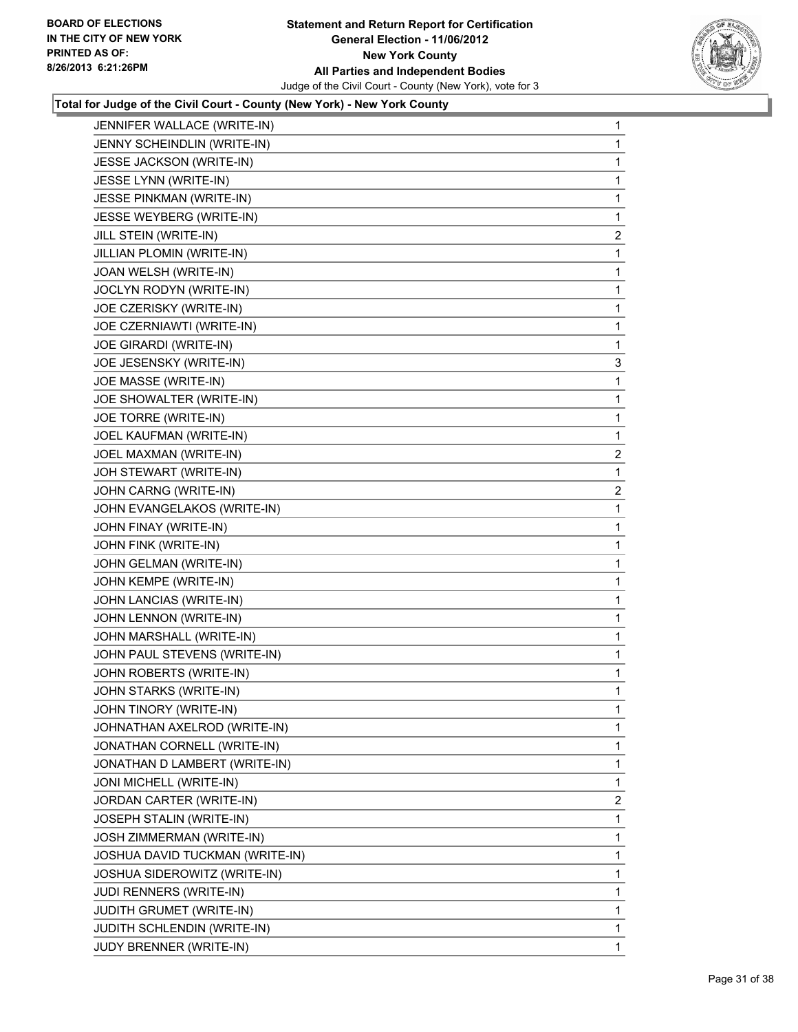**Total for Judge of the Civil Court - County (New York) - New York County**

| | |
|---|---|
| JENNIFER WALLACE (WRITE-IN) | 1 |
| JENNY SCHEINDLIN (WRITE-IN) | 1 |
| JESSE JACKSON (WRITE-IN) | 1 |
| JESSE LYNN (WRITE-IN) | 1 |
| JESSE PINKMAN (WRITE-IN) | 1 |
| JESSE WEYBERG (WRITE-IN) | 1 |
| JILL STEIN (WRITE-IN) | 2 |
| JILLIAN PLOMIN (WRITE-IN) | 1 |
| JOAN WELSH (WRITE-IN) | 1 |
| JOCLYN RODYN (WRITE-IN) | 1 |
| JOE CZERISKY (WRITE-IN) | 1 |
| JOE CZERNIAWTI (WRITE-IN) | 1 |
| JOE GIRARDI (WRITE-IN) | 1 |
| JOE JESENSKY (WRITE-IN) | 3 |
| JOE MASSE (WRITE-IN) | 1 |
| JOE SHOWALTER (WRITE-IN) | 1 |
| JOE TORRE (WRITE-IN) | 1 |
| JOEL KAUFMAN (WRITE-IN) | 1 |
| JOEL MAXMAN (WRITE-IN) | 2 |
| JOH STEWART (WRITE-IN) | 1 |
| JOHN CARNG (WRITE-IN) | 2 |
| JOHN EVANGELAKOS (WRITE-IN) | 1 |
| JOHN FINAY (WRITE-IN) | 1 |
| JOHN FINK (WRITE-IN) | 1 |
| JOHN GELMAN (WRITE-IN) | 1 |
| JOHN KEMPE (WRITE-IN) | 1 |
| JOHN LANCIAS (WRITE-IN) | 1 |
| JOHN LENNON (WRITE-IN) | 1 |
| JOHN MARSHALL (WRITE-IN) | 1 |
| JOHN PAUL STEVENS (WRITE-IN) | 1 |
| JOHN ROBERTS (WRITE-IN) | 1 |
| JOHN STARKS (WRITE-IN) | 1 |
| JOHN TINORY (WRITE-IN) | 1 |
| JOHNATHAN AXELROD (WRITE-IN) | 1 |
| JONATHAN CORNELL (WRITE-IN) | 1 |
| JONATHAN D LAMBERT (WRITE-IN) | 1 |
| JONI MICHELL (WRITE-IN) | 1 |
| JORDAN CARTER (WRITE-IN) | 2 |
| JOSEPH STALIN (WRITE-IN) | 1 |
| JOSH ZIMMERMAN (WRITE-IN) | 1 |
| JOSHUA DAVID TUCKMAN (WRITE-IN) | 1 |
| JOSHUA SIDEROWITZ (WRITE-IN) | 1 |
| JUDI RENNERS (WRITE-IN) | 1 |
| JUDITH GRUMET (WRITE-IN) | 1 |
| JUDITH SCHLENDIN (WRITE-IN) | 1 |
| JUDY BRENNER (WRITE-IN) | 1 |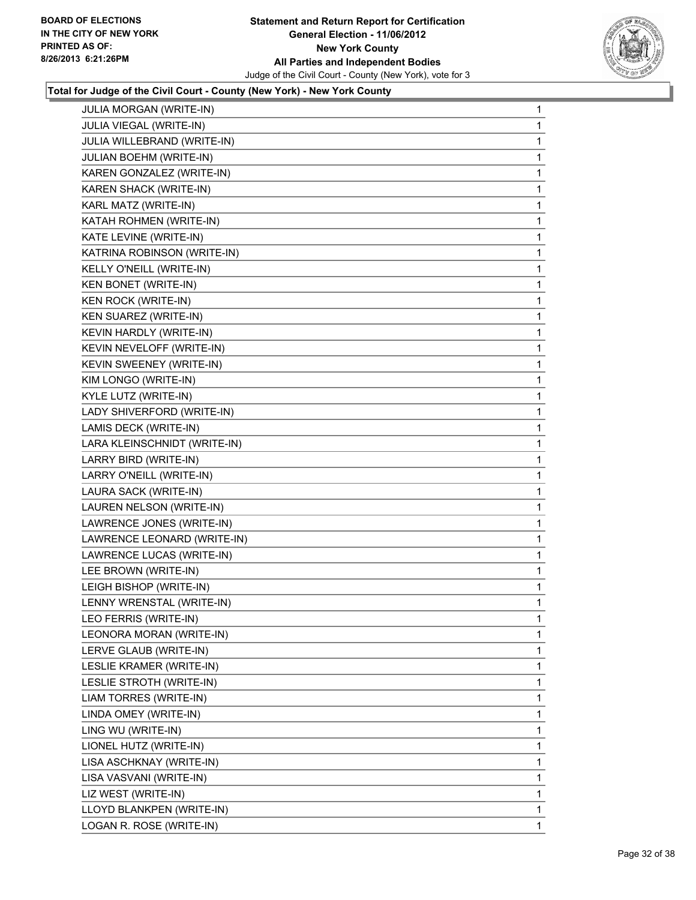**BOARD OF ELECTIONS IN THE CITY OF NEW YORK PRINTED AS OF: 8/26/2013 6:21:26PM**

**Statement and Return Report for Certification General Election - 11/06/2012 New York County All Parties and Independent Bodies**
Judge of the Civil Court - County (New York), vote for 3

**Total for Judge of the Civil Court - County (New York) - New York County**

| | |
|---|---|
| JULIA MORGAN (WRITE-IN) | 1 |
| JULIA VIEGAL (WRITE-IN) | 1 |
| JULIA WILLEBRAND (WRITE-IN) | 1 |
| JULIAN BOEHM (WRITE-IN) | 1 |
| KAREN GONZALEZ (WRITE-IN) | 1 |
| KAREN SHACK (WRITE-IN) | 1 |
| KARL MATZ (WRITE-IN) | 1 |
| KATAH ROHMEN (WRITE-IN) | 1 |
| KATE LEVINE (WRITE-IN) | 1 |
| KATRINA ROBINSON (WRITE-IN) | 1 |
| KELLY O'NEILL (WRITE-IN) | 1 |
| KEN BONET (WRITE-IN) | 1 |
| KEN ROCK (WRITE-IN) | 1 |
| KEN SUAREZ (WRITE-IN) | 1 |
| KEVIN HARDLY (WRITE-IN) | 1 |
| KEVIN NEVELOFF (WRITE-IN) | 1 |
| KEVIN SWEENEY (WRITE-IN) | 1 |
| KIM LONGO (WRITE-IN) | 1 |
| KYLE LUTZ (WRITE-IN) | 1 |
| LADY SHIVERFORD (WRITE-IN) | 1 |
| LAMIS DECK (WRITE-IN) | 1 |
| LARA KLEINSCHNIDT (WRITE-IN) | 1 |
| LARRY BIRD (WRITE-IN) | 1 |
| LARRY O'NEILL (WRITE-IN) | 1 |
| LAURA SACK (WRITE-IN) | 1 |
| LAUREN NELSON (WRITE-IN) | 1 |
| LAWRENCE JONES (WRITE-IN) | 1 |
| LAWRENCE LEONARD (WRITE-IN) | 1 |
| LAWRENCE LUCAS (WRITE-IN) | 1 |
| LEE BROWN (WRITE-IN) | 1 |
| LEIGH BISHOP (WRITE-IN) | 1 |
| LENNY WRENSTAL (WRITE-IN) | 1 |
| LEO FERRIS (WRITE-IN) | 1 |
| LEONORA MORAN (WRITE-IN) | 1 |
| LERVE GLAUB (WRITE-IN) | 1 |
| LESLIE KRAMER (WRITE-IN) | 1 |
| LESLIE STROTH (WRITE-IN) | 1 |
| LIAM TORRES (WRITE-IN) | 1 |
| LINDA OMEY (WRITE-IN) | 1 |
| LING WU (WRITE-IN) | 1 |
| LIONEL HUTZ (WRITE-IN) | 1 |
| LISA ASCHKNAY (WRITE-IN) | 1 |
| LISA VASVANI (WRITE-IN) | 1 |
| LIZ WEST (WRITE-IN) | 1 |
| LLOYD BLANKPEN (WRITE-IN) | 1 |
| LOGAN R. ROSE (WRITE-IN) | 1 |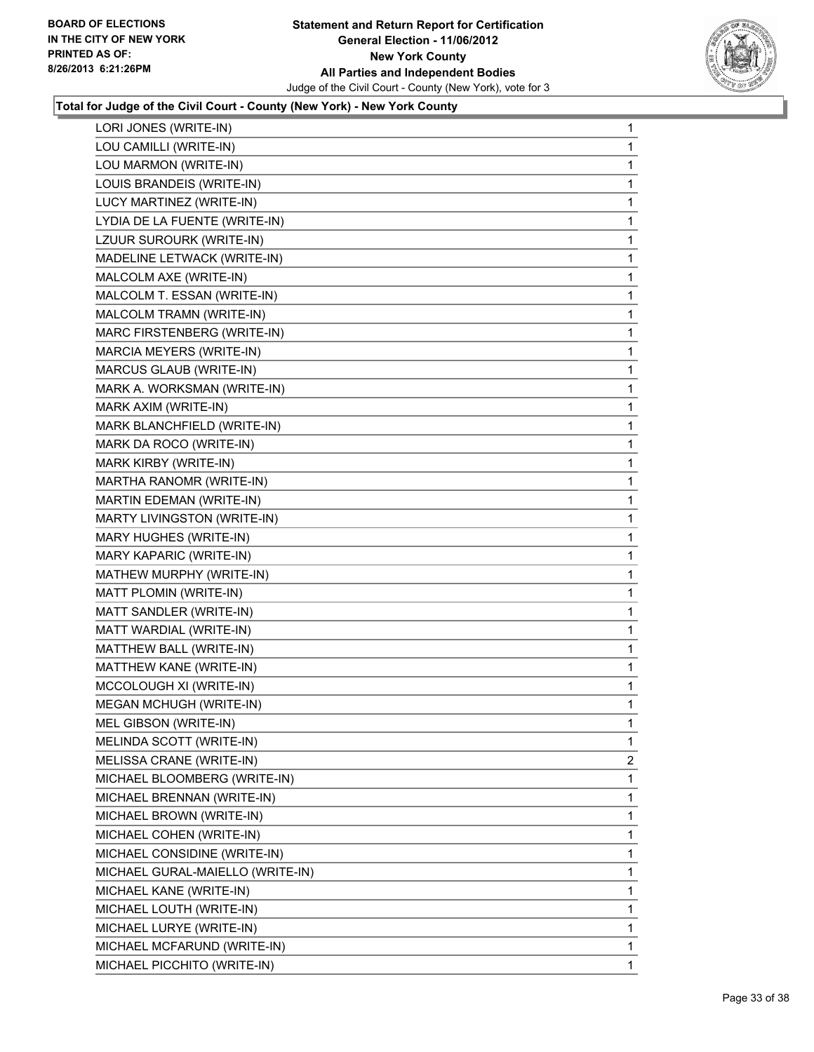**Total for Judge of the Civil Court - County (New York) - New York County**

| | |
|---|---|
| LORI JONES (WRITE-IN) | 1 |
| LOU CAMILLI (WRITE-IN) | 1 |
| LOU MARMON (WRITE-IN) | 1 |
| LOUIS BRANDEIS (WRITE-IN) | 1 |
| LUCY MARTINEZ (WRITE-IN) | 1 |
| LYDIA DE LA FUENTE (WRITE-IN) | 1 |
| LZUUR SUROURK (WRITE-IN) | 1 |
| MADELINE LETWACK (WRITE-IN) | 1 |
| MALCOLM AXE (WRITE-IN) | 1 |
| MALCOLM T. ESSAN (WRITE-IN) | 1 |
| MALCOLM TRAMN (WRITE-IN) | 1 |
| MARC FIRSTENBERG (WRITE-IN) | 1 |
| MARCIA MEYERS (WRITE-IN) | 1 |
| MARCUS GLAUB (WRITE-IN) | 1 |
| MARK A. WORKSMAN (WRITE-IN) | 1 |
| MARK AXIM (WRITE-IN) | 1 |
| MARK BLANCHFIELD (WRITE-IN) | 1 |
| MARK DA ROCO (WRITE-IN) | 1 |
| MARK KIRBY (WRITE-IN) | 1 |
| MARTHA RANOMR (WRITE-IN) | 1 |
| MARTIN EDEMAN (WRITE-IN) | 1 |
| MARTY LIVINGSTON (WRITE-IN) | 1 |
| MARY HUGHES (WRITE-IN) | 1 |
| MARY KAPARIC (WRITE-IN) | 1 |
| MATHEW MURPHY (WRITE-IN) | 1 |
| MATT PLOMIN (WRITE-IN) | 1 |
| MATT SANDLER (WRITE-IN) | 1 |
| MATT WARDIAL (WRITE-IN) | 1 |
| MATTHEW BALL (WRITE-IN) | 1 |
| MATTHEW KANE (WRITE-IN) | 1 |
| MCCOLOUGH XI (WRITE-IN) | 1 |
| MEGAN MCHUGH (WRITE-IN) | 1 |
| MEL GIBSON (WRITE-IN) | 1 |
| MELINDA SCOTT (WRITE-IN) | 1 |
| MELISSA CRANE (WRITE-IN) | 2 |
| MICHAEL BLOOMBERG (WRITE-IN) | 1 |
| MICHAEL BRENNAN (WRITE-IN) | 1 |
| MICHAEL BROWN (WRITE-IN) | 1 |
| MICHAEL COHEN (WRITE-IN) | 1 |
| MICHAEL CONSIDINE (WRITE-IN) | 1 |
| MICHAEL GURAL-MAIELLO (WRITE-IN) | 1 |
| MICHAEL KANE (WRITE-IN) | 1 |
| MICHAEL LOUTH (WRITE-IN) | 1 |
| MICHAEL LURYE (WRITE-IN) | 1 |
| MICHAEL MCFARUND (WRITE-IN) | 1 |
| MICHAEL PICCHITO (WRITE-IN) | 1 |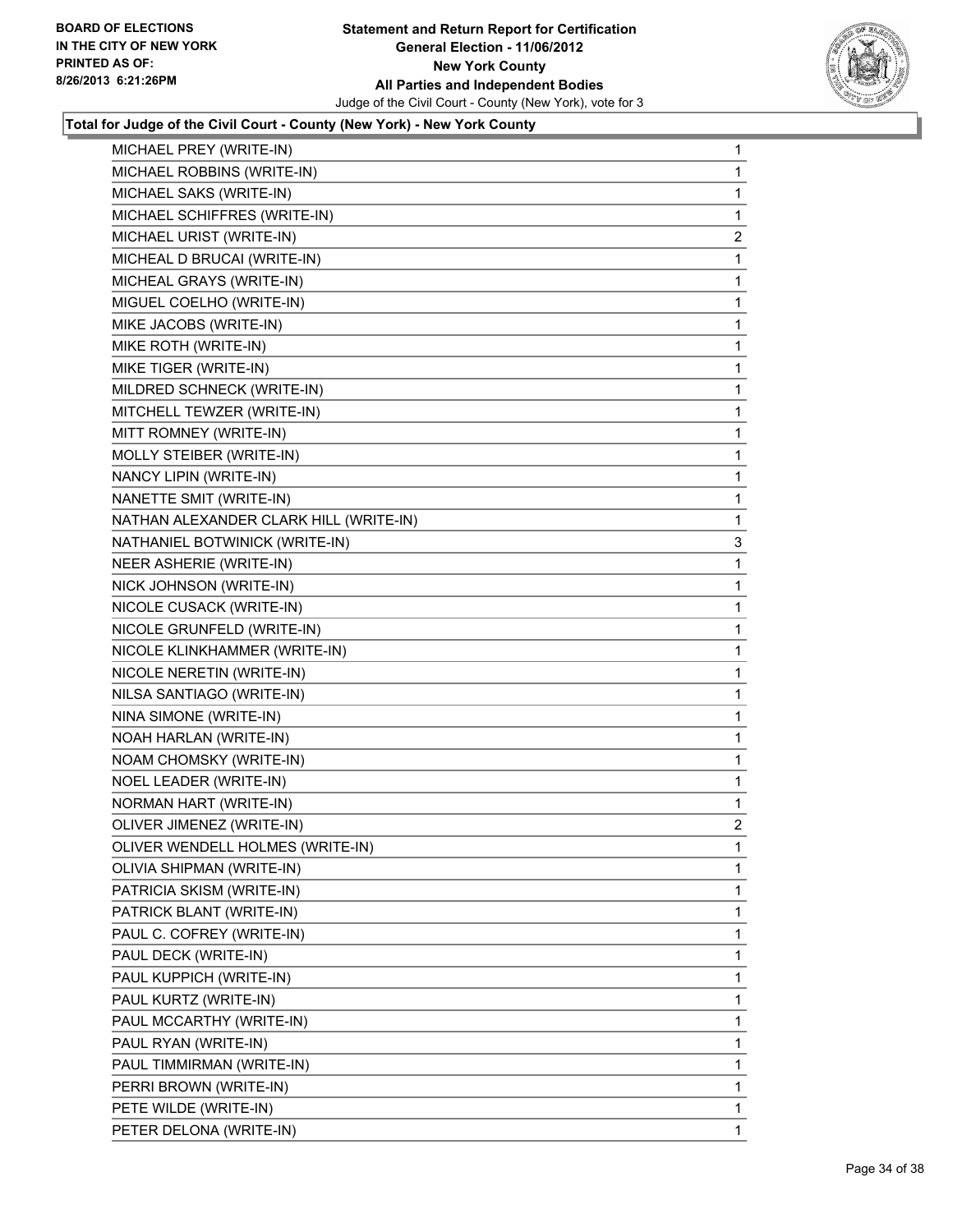## Total for Judge of the Civil Court - County (New York) - New York County

| | |
|---|---|
| MICHAEL PREY (WRITE-IN) | 1 |
| MICHAEL ROBBINS (WRITE-IN) | 1 |
| MICHAEL SAKS (WRITE-IN) | 1 |
| MICHAEL SCHIFFRES (WRITE-IN) | 1 |
| MICHAEL URIST (WRITE-IN) | 2 |
| MICHEAL D BRUCAI (WRITE-IN) | 1 |
| MICHEAL GRAYS (WRITE-IN) | 1 |
| MIGUEL COELHO (WRITE-IN) | 1 |
| MIKE JACOBS (WRITE-IN) | 1 |
| MIKE ROTH (WRITE-IN) | 1 |
| MIKE TIGER (WRITE-IN) | 1 |
| MILDRED SCHNECK (WRITE-IN) | 1 |
| MITCHELL TEWZER (WRITE-IN) | 1 |
| MITT ROMNEY (WRITE-IN) | 1 |
| MOLLY STEIBER (WRITE-IN) | 1 |
| NANCY LIPIN (WRITE-IN) | 1 |
| NANETTE SMIT (WRITE-IN) | 1 |
| NATHAN ALEXANDER CLARK HILL (WRITE-IN) | 1 |
| NATHANIEL BOTWINICK (WRITE-IN) | 3 |
| NEER ASHERIE (WRITE-IN) | 1 |
| NICK JOHNSON (WRITE-IN) | 1 |
| NICOLE CUSACK (WRITE-IN) | 1 |
| NICOLE GRUNFELD (WRITE-IN) | 1 |
| NICOLE KLINKHAMMER (WRITE-IN) | 1 |
| NICOLE NERETIN (WRITE-IN) | 1 |
| NILSA SANTIAGO (WRITE-IN) | 1 |
| NINA SIMONE (WRITE-IN) | 1 |
| NOAH HARLAN (WRITE-IN) | 1 |
| NOAM CHOMSKY (WRITE-IN) | 1 |
| NOEL LEADER (WRITE-IN) | 1 |
| NORMAN HART (WRITE-IN) | 1 |
| OLIVER JIMENEZ (WRITE-IN) | 2 |
| OLIVER WENDELL HOLMES (WRITE-IN) | 1 |
| OLIVIA SHIPMAN (WRITE-IN) | 1 |
| PATRICIA SKISM (WRITE-IN) | 1 |
| PATRICK BLANT (WRITE-IN) | 1 |
| PAUL C. COFREY (WRITE-IN) | 1 |
| PAUL DECK (WRITE-IN) | 1 |
| PAUL KUPPICH (WRITE-IN) | 1 |
| PAUL KURTZ (WRITE-IN) | 1 |
| PAUL MCCARTHY (WRITE-IN) | 1 |
| PAUL RYAN (WRITE-IN) | 1 |
| PAUL TIMMIRMAN (WRITE-IN) | 1 |
| PERRI BROWN (WRITE-IN) | 1 |
| PETE WILDE (WRITE-IN) | 1 |
| PETER DELONA (WRITE-IN) | 1 |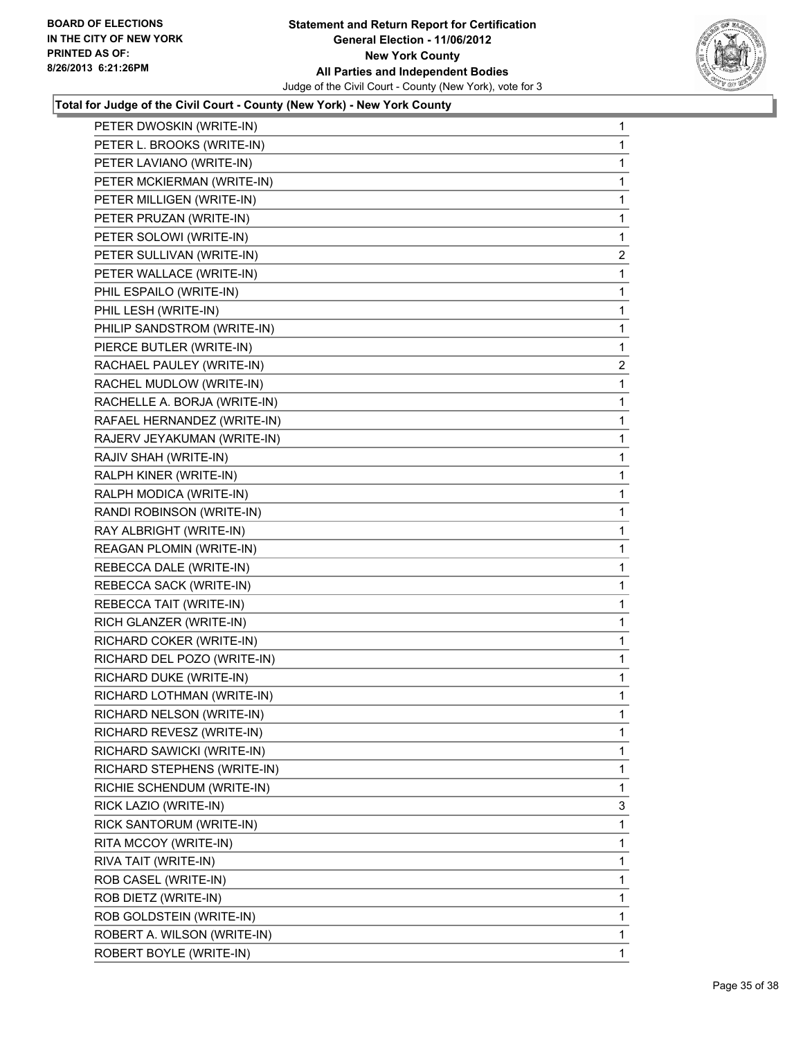**BOARD OF ELECTIONS IN THE CITY OF NEW YORK PRINTED AS OF: 8/26/2013 6:21:26PM**

**Statement and Return Report for Certification General Election - 11/06/2012 New York County All Parties and Independent Bodies**

Judge of the Civil Court - County (New York), vote for 3

### Total for Judge of the Civil Court - County (New York) - New York County

| | |
|---|---|
| PETER DWOSKIN (WRITE-IN) | 1 |
| PETER L. BROOKS (WRITE-IN) | 1 |
| PETER LAVIANO (WRITE-IN) | 1 |
| PETER MCKIERMAN (WRITE-IN) | 1 |
| PETER MILLIGEN (WRITE-IN) | 1 |
| PETER PRUZAN (WRITE-IN) | 1 |
| PETER SOLOWI (WRITE-IN) | 1 |
| PETER SULLIVAN (WRITE-IN) | 2 |
| PETER WALLACE (WRITE-IN) | 1 |
| PHIL ESPAILO (WRITE-IN) | 1 |
| PHIL LESH (WRITE-IN) | 1 |
| PHILIP SANDSTROM (WRITE-IN) | 1 |
| PIERCE BUTLER (WRITE-IN) | 1 |
| RACHAEL PAULEY (WRITE-IN) | 2 |
| RACHEL MUDLOW (WRITE-IN) | 1 |
| RACHELLE A. BORJA (WRITE-IN) | 1 |
| RAFAEL HERNANDEZ (WRITE-IN) | 1 |
| RAJERV JEYAKUMAN (WRITE-IN) | 1 |
| RAJIV SHAH (WRITE-IN) | 1 |
| RALPH KINER (WRITE-IN) | 1 |
| RALPH MODICA (WRITE-IN) | 1 |
| RANDI ROBINSON (WRITE-IN) | 1 |
| RAY ALBRIGHT (WRITE-IN) | 1 |
| REAGAN PLOMIN (WRITE-IN) | 1 |
| REBECCA DALE (WRITE-IN) | 1 |
| REBECCA SACK (WRITE-IN) | 1 |
| REBECCA TAIT (WRITE-IN) | 1 |
| RICH GLANZER (WRITE-IN) | 1 |
| RICHARD COKER (WRITE-IN) | 1 |
| RICHARD DEL POZO (WRITE-IN) | 1 |
| RICHARD DUKE (WRITE-IN) | 1 |
| RICHARD LOTHMAN (WRITE-IN) | 1 |
| RICHARD NELSON (WRITE-IN) | 1 |
| RICHARD REVESZ (WRITE-IN) | 1 |
| RICHARD SAWICKI (WRITE-IN) | 1 |
| RICHARD STEPHENS (WRITE-IN) | 1 |
| RICHIE SCHENDUM (WRITE-IN) | 1 |
| RICK LAZIO (WRITE-IN) | 3 |
| RICK SANTORUM (WRITE-IN) | 1 |
| RITA MCCOY (WRITE-IN) | 1 |
| RIVA TAIT (WRITE-IN) | 1 |
| ROB CASEL (WRITE-IN) | 1 |
| ROB DIETZ (WRITE-IN) | 1 |
| ROB GOLDSTEIN (WRITE-IN) | 1 |
| ROBERT A. WILSON (WRITE-IN) | 1 |
| ROBERT BOYLE (WRITE-IN) | 1 |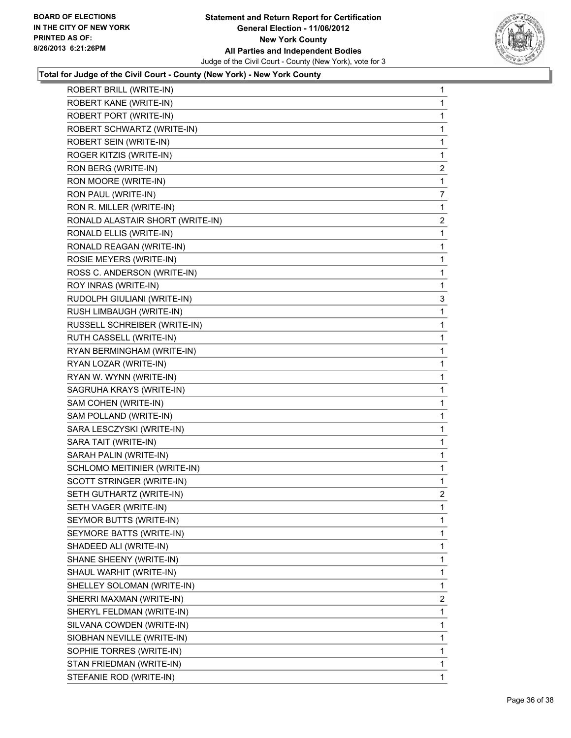**Statement and Return Report for Certification**
**General Election - 11/06/2012**
**New York County**
**All Parties and Independent Bodies**
Judge of the Civil Court - County (New York), vote for 3

BOARD OF ELECTIONS IN THE CITY OF NEW YORK
PRINTED AS OF: 8/26/2013 6:21:26PM

### Total for Judge of the Civil Court - County (New York) - New York County

| Candidate | Votes |
|---|---|
| ROBERT BRILL (WRITE-IN) | 1 |
| ROBERT KANE (WRITE-IN) | 1 |
| ROBERT PORT (WRITE-IN) | 1 |
| ROBERT SCHWARTZ (WRITE-IN) | 1 |
| ROBERT SEIN (WRITE-IN) | 1 |
| ROGER KITZIS (WRITE-IN) | 1 |
| RON BERG (WRITE-IN) | 2 |
| RON MOORE (WRITE-IN) | 1 |
| RON PAUL (WRITE-IN) | 7 |
| RON R. MILLER (WRITE-IN) | 1 |
| RONALD ALASTAIR SHORT (WRITE-IN) | 2 |
| RONALD ELLIS (WRITE-IN) | 1 |
| RONALD REAGAN (WRITE-IN) | 1 |
| ROSIE MEYERS (WRITE-IN) | 1 |
| ROSS C. ANDERSON (WRITE-IN) | 1 |
| ROY INRAS (WRITE-IN) | 1 |
| RUDOLPH GIULIANI (WRITE-IN) | 3 |
| RUSH LIMBAUGH (WRITE-IN) | 1 |
| RUSSELL SCHREIBER (WRITE-IN) | 1 |
| RUTH CASSELL (WRITE-IN) | 1 |
| RYAN BERMINGHAM (WRITE-IN) | 1 |
| RYAN LOZAR (WRITE-IN) | 1 |
| RYAN W. WYNN (WRITE-IN) | 1 |
| SAGRUHA KRAYS (WRITE-IN) | 1 |
| SAM COHEN (WRITE-IN) | 1 |
| SAM POLLAND (WRITE-IN) | 1 |
| SARA LESCZYSKI (WRITE-IN) | 1 |
| SARA TAIT (WRITE-IN) | 1 |
| SARAH PALIN (WRITE-IN) | 1 |
| SCHLOMO MEITINIER (WRITE-IN) | 1 |
| SCOTT STRINGER (WRITE-IN) | 1 |
| SETH GUTHARTZ (WRITE-IN) | 2 |
| SETH VAGER (WRITE-IN) | 1 |
| SEYMOR BUTTS (WRITE-IN) | 1 |
| SEYMORE BATTS (WRITE-IN) | 1 |
| SHADEED ALI (WRITE-IN) | 1 |
| SHANE SHEENY (WRITE-IN) | 1 |
| SHAUL WARHIT (WRITE-IN) | 1 |
| SHELLEY SOLOMAN (WRITE-IN) | 1 |
| SHERRI MAXMAN (WRITE-IN) | 2 |
| SHERYL FELDMAN (WRITE-IN) | 1 |
| SILVANA COWDEN (WRITE-IN) | 1 |
| SIOBHAN NEVILLE (WRITE-IN) | 1 |
| SOPHIE TORRES (WRITE-IN) | 1 |
| STAN FRIEDMAN (WRITE-IN) | 1 |
| STEFANIE ROD (WRITE-IN) | 1 |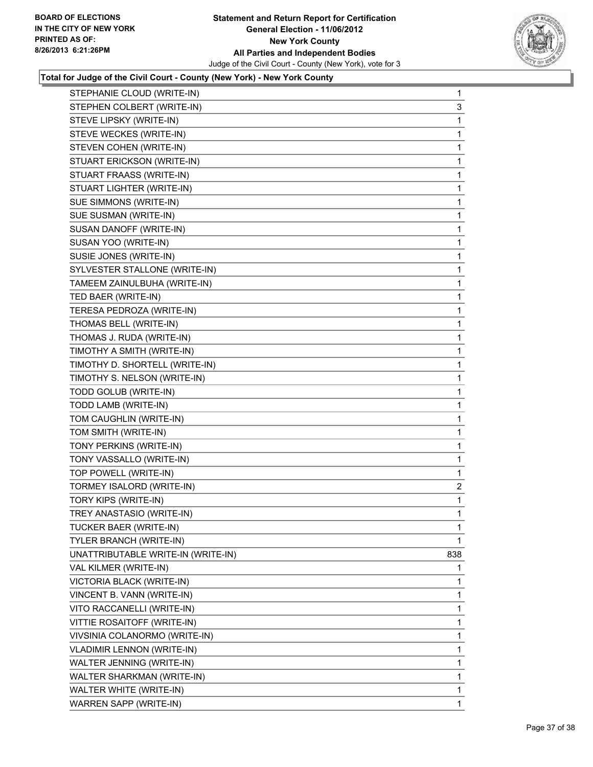### Total for Judge of the Civil Court - County (New York) - New York County

| | |
|---|---|
| STEPHANIE CLOUD (WRITE-IN) | 1 |
| STEPHEN COLBERT (WRITE-IN) | 3 |
| STEVE LIPSKY (WRITE-IN) | 1 |
| STEVE WECKES (WRITE-IN) | 1 |
| STEVEN COHEN (WRITE-IN) | 1 |
| STUART ERICKSON (WRITE-IN) | 1 |
| STUART FRAASS (WRITE-IN) | 1 |
| STUART LIGHTER (WRITE-IN) | 1 |
| SUE SIMMONS (WRITE-IN) | 1 |
| SUE SUSMAN (WRITE-IN) | 1 |
| SUSAN DANOFF (WRITE-IN) | 1 |
| SUSAN YOO (WRITE-IN) | 1 |
| SUSIE JONES (WRITE-IN) | 1 |
| SYLVESTER STALLONE (WRITE-IN) | 1 |
| TAMEEM ZAINULBUHA (WRITE-IN) | 1 |
| TED BAER (WRITE-IN) | 1 |
| TERESA PEDROZA (WRITE-IN) | 1 |
| THOMAS BELL (WRITE-IN) | 1 |
| THOMAS J. RUDA (WRITE-IN) | 1 |
| TIMOTHY A SMITH (WRITE-IN) | 1 |
| TIMOTHY D. SHORTELL (WRITE-IN) | 1 |
| TIMOTHY S. NELSON (WRITE-IN) | 1 |
| TODD GOLUB (WRITE-IN) | 1 |
| TODD LAMB (WRITE-IN) | 1 |
| TOM CAUGHLIN (WRITE-IN) | 1 |
| TOM SMITH (WRITE-IN) | 1 |
| TONY PERKINS (WRITE-IN) | 1 |
| TONY VASSALLO (WRITE-IN) | 1 |
| TOP POWELL (WRITE-IN) | 1 |
| TORMEY ISALORD (WRITE-IN) | 2 |
| TORY KIPS (WRITE-IN) | 1 |
| TREY ANASTASIO (WRITE-IN) | 1 |
| TUCKER BAER (WRITE-IN) | 1 |
| TYLER BRANCH (WRITE-IN) | 1 |
| UNATTRIBUTABLE WRITE-IN (WRITE-IN) | 838 |
| VAL KILMER (WRITE-IN) | 1 |
| VICTORIA BLACK (WRITE-IN) | 1 |
| VINCENT B. VANN (WRITE-IN) | 1 |
| VITO RACCANELLI (WRITE-IN) | 1 |
| VITTIE ROSAITOFF (WRITE-IN) | 1 |
| VIVSINIA COLANORMO (WRITE-IN) | 1 |
| VLADIMIR LENNON (WRITE-IN) | 1 |
| WALTER JENNING (WRITE-IN) | 1 |
| WALTER SHARKMAN (WRITE-IN) | 1 |
| WALTER WHITE (WRITE-IN) | 1 |
| WARREN SAPP (WRITE-IN) | 1 |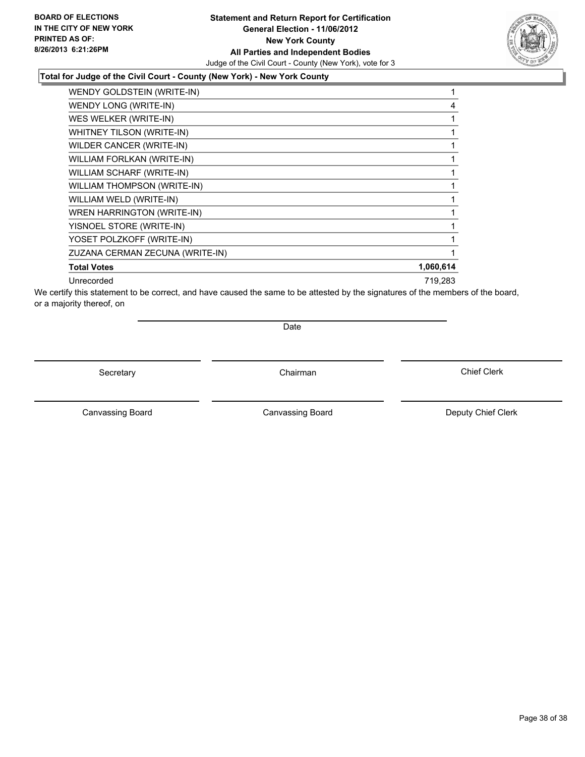**BOARD OF ELECTIONS IN THE CITY OF NEW YORK PRINTED AS OF: 8/26/2013 6:21:26PM**

**Statement and Return Report for Certification**
**General Election - 11/06/2012**
**New York County**
**All Parties and Independent Bodies**
Judge of the Civil Court - County (New York), vote for 3

### Total for Judge of the Civil Court - County (New York) - New York County

| | |
|---|---|
| WENDY GOLDSTEIN (WRITE-IN) | 1 |
| WENDY LONG (WRITE-IN) | 4 |
| WES WELKER (WRITE-IN) | 1 |
| WHITNEY TILSON (WRITE-IN) | 1 |
| WILDER CANCER (WRITE-IN) | 1 |
| WILLIAM FORLKAN (WRITE-IN) | 1 |
| WILLIAM SCHARF (WRITE-IN) | 1 |
| WILLIAM THOMPSON (WRITE-IN) | 1 |
| WILLIAM WELD (WRITE-IN) | 1 |
| WREN HARRINGTON (WRITE-IN) | 1 |
| YISNOEL STORE (WRITE-IN) | 1 |
| YOSET POLZKOFF (WRITE-IN) | 1 |
| ZUZANA CERMAN ZECUNA (WRITE-IN) | 1 |
| **Total Votes** | **1,060,614** |
| Unrecorded | 719,283 |

We certify this statement to be correct, and have caused the same to be attested by the signatures of the members of the board, or a majority thereof, on

Date

Secretary | Chairman | Chief Clerk

Canvassing Board | Canvassing Board | Deputy Chief Clerk